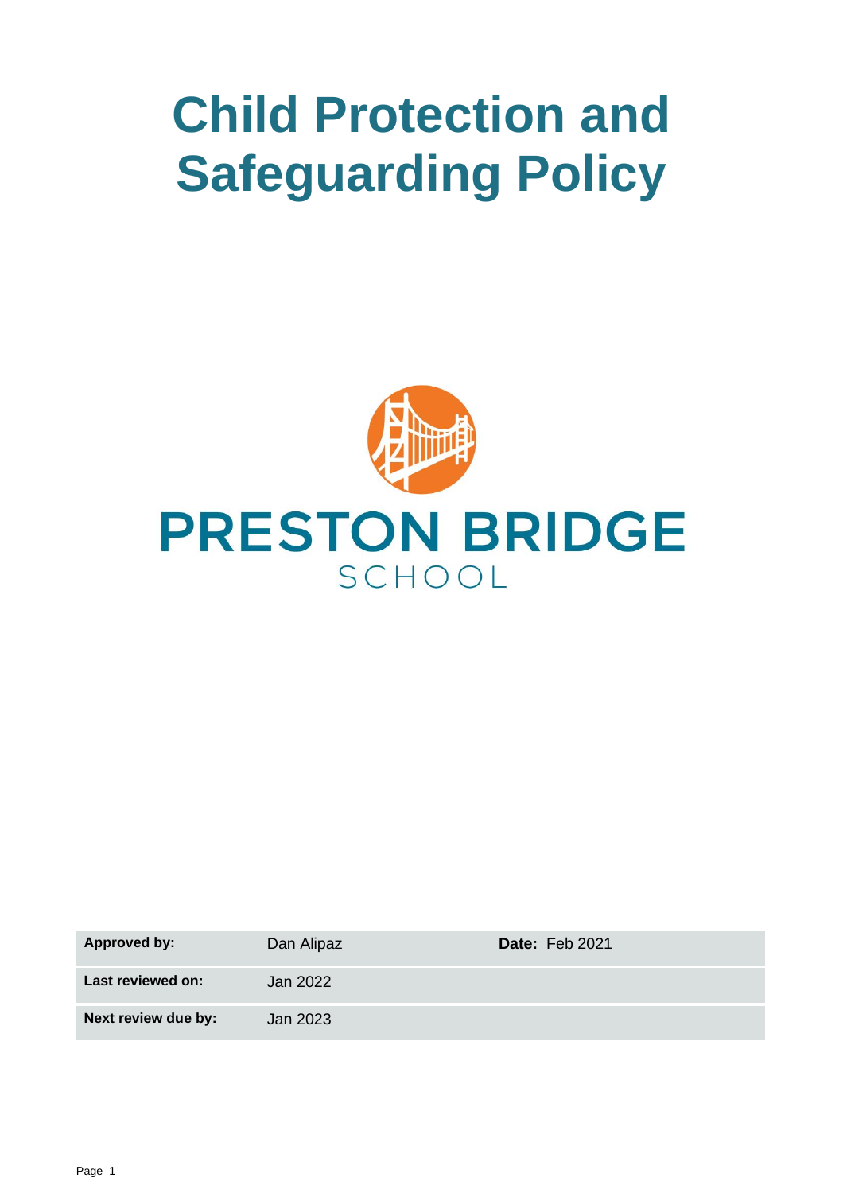# Child Protection and Safeguarding Policy

PRESTON BRIDGE
SCHOOL

| | | |
|---|---|---|
| **Approved by:** | Dan Alipaz | **Date:** Feb 2021 |
| **Last reviewed on:** | Jan 2022 | |
| **Next review due by:** | Jan 2023 | |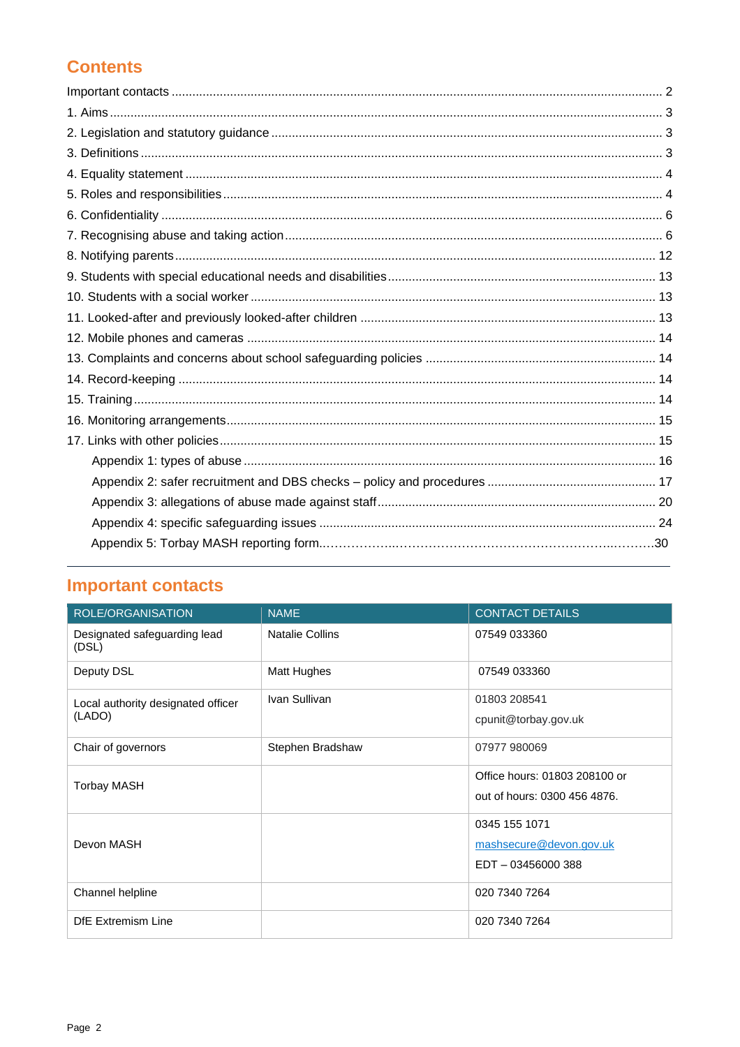## Contents

Important contacts ........................................................................................................................................ 2
1. Aims ......................................................................................................................................................... 3
2. Legislation and statutory guidance ......................................................................................................... 3
3. Definitions ............................................................................................................................................... 3
4. Equality statement ................................................................................................................................... 4
5. Roles and responsibilities ........................................................................................................................ 4
6. Confidentiality .......................................................................................................................................... 6
7. Recognising abuse and taking action ...................................................................................................... 6
8. Notifying parents ...................................................................................................................................... 12
9. Students with special educational needs and disabilities ......................................................................... 13
10. Students with a social worker ................................................................................................................ 13
11. Looked-after and previously looked-after children ................................................................................ 13
12. Mobile phones and cameras ................................................................................................................. 14
13. Complaints and concerns about school safeguarding policies .............................................................. 14
14. Record-keeping ..................................................................................................................................... 14
15. Training ................................................................................................................................................. 14
16. Monitoring arrangements ....................................................................................................................... 15
17. Links with other policies ......................................................................................................................... 15
Appendix 1: types of abuse ............................................................................................................... 16
Appendix 2: safer recruitment and DBS checks – policy and procedures ........................................... 17
Appendix 3: allegations of abuse made against staff ......................................................................... 20
Appendix 4: specific safeguarding issues .......................................................................................... 24
Appendix 5: Torbay MASH reporting form...................................................................................30

## Important contacts

| ROLE/ORGANISATION | NAME | CONTACT DETAILS |
|---|---|---|
| Designated safeguarding lead (DSL) | Natalie Collins | 07549 033360 |
| Deputy DSL | Matt Hughes | 07549 033360 |
| Local authority designated officer (LADO) | Ivan Sullivan | 01803 208541<br>cpunit@torbay.gov.uk |
| Chair of governors | Stephen Bradshaw | 07977 980069 |
| Torbay MASH | | Office hours: 01803 208100 or<br>out of hours: 0300 456 4876. |
| Devon MASH | | 0345 155 1071<br>mashsecure@devon.gov.uk<br>EDT – 03456000 388 |
| Channel helpline | | 020 7340 7264 |
| DfE Extremism Line | | 020 7340 7264 |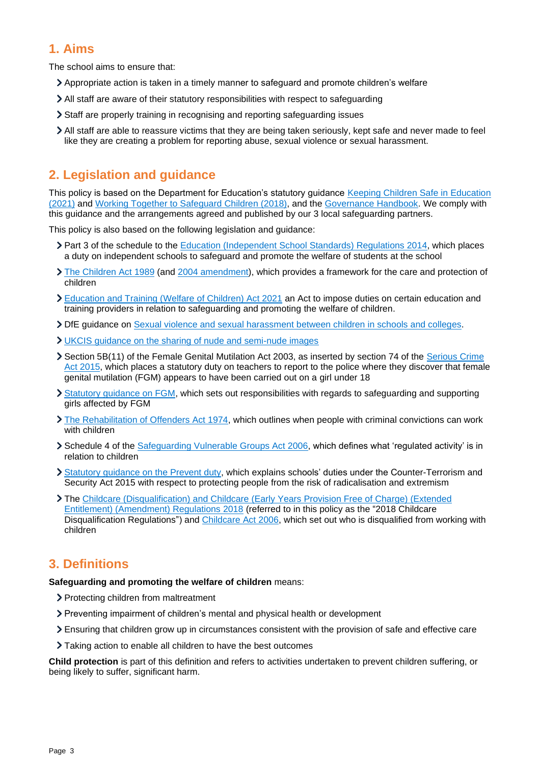## 1. Aims

The school aims to ensure that:

- Appropriate action is taken in a timely manner to safeguard and promote children's welfare
- All staff are aware of their statutory responsibilities with respect to safeguarding
- Staff are properly training in recognising and reporting safeguarding issues
- All staff are able to reassure victims that they are being taken seriously, kept safe and never made to feel like they are creating a problem for reporting abuse, sexual violence or sexual harassment.

## 2. Legislation and guidance

This policy is based on the Department for Education's statutory guidance Keeping Children Safe in Education (2021) and Working Together to Safeguard Children (2018), and the Governance Handbook. We comply with this guidance and the arrangements agreed and published by our 3 local safeguarding partners.

This policy is also based on the following legislation and guidance:

- Part 3 of the schedule to the Education (Independent School Standards) Regulations 2014, which places a duty on independent schools to safeguard and promote the welfare of students at the school
- The Children Act 1989 (and 2004 amendment), which provides a framework for the care and protection of children
- Education and Training (Welfare of Children) Act 2021 an Act to impose duties on certain education and training providers in relation to safeguarding and promoting the welfare of children.
- DfE guidance on Sexual violence and sexual harassment between children in schools and colleges.
- UKCIS guidance on the sharing of nude and semi-nude images
- Section 5B(11) of the Female Genital Mutilation Act 2003, as inserted by section 74 of the Serious Crime Act 2015, which places a statutory duty on teachers to report to the police where they discover that female genital mutilation (FGM) appears to have been carried out on a girl under 18
- Statutory guidance on FGM, which sets out responsibilities with regards to safeguarding and supporting girls affected by FGM
- The Rehabilitation of Offenders Act 1974, which outlines when people with criminal convictions can work with children
- Schedule 4 of the Safeguarding Vulnerable Groups Act 2006, which defines what 'regulated activity' is in relation to children
- Statutory guidance on the Prevent duty, which explains schools' duties under the Counter-Terrorism and Security Act 2015 with respect to protecting people from the risk of radicalisation and extremism
- The Childcare (Disqualification) and Childcare (Early Years Provision Free of Charge) (Extended Entitlement) (Amendment) Regulations 2018 (referred to in this policy as the "2018 Childcare Disqualification Regulations") and Childcare Act 2006, which set out who is disqualified from working with children

## 3. Definitions

**Safeguarding and promoting the welfare of children** means:

- Protecting children from maltreatment
- Preventing impairment of children's mental and physical health or development
- Ensuring that children grow up in circumstances consistent with the provision of safe and effective care
- Taking action to enable all children to have the best outcomes

**Child protection** is part of this definition and refers to activities undertaken to prevent children suffering, or being likely to suffer, significant harm.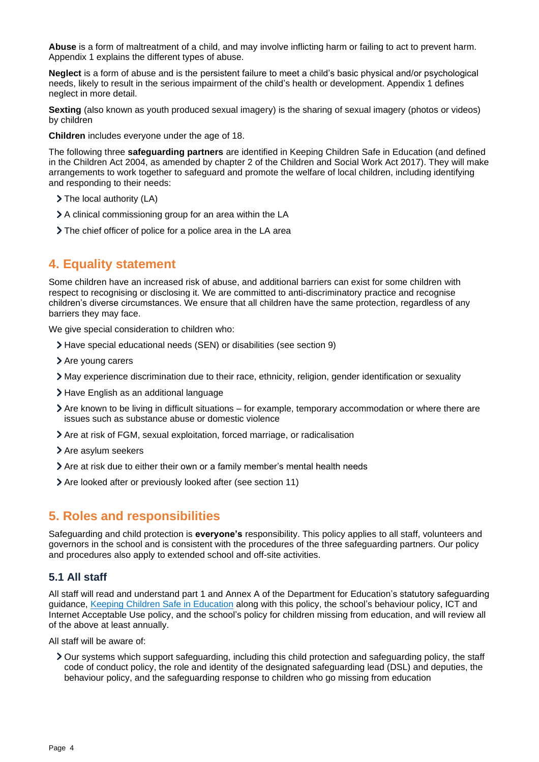**Abuse** is a form of maltreatment of a child, and may involve inflicting harm or failing to act to prevent harm. Appendix 1 explains the different types of abuse.

**Neglect** is a form of abuse and is the persistent failure to meet a child's basic physical and/or psychological needs, likely to result in the serious impairment of the child's health or development. Appendix 1 defines neglect in more detail.

**Sexting** (also known as youth produced sexual imagery) is the sharing of sexual imagery (photos or videos) by children

**Children** includes everyone under the age of 18.

The following three **safeguarding partners** are identified in Keeping Children Safe in Education (and defined in the Children Act 2004, as amended by chapter 2 of the Children and Social Work Act 2017). They will make arrangements to work together to safeguard and promote the welfare of local children, including identifying and responding to their needs:

- The local authority (LA)
- A clinical commissioning group for an area within the LA
- The chief officer of police for a police area in the LA area

## 4. Equality statement

Some children have an increased risk of abuse, and additional barriers can exist for some children with respect to recognising or disclosing it. We are committed to anti-discriminatory practice and recognise children's diverse circumstances. We ensure that all children have the same protection, regardless of any barriers they may face.

We give special consideration to children who:

- Have special educational needs (SEN) or disabilities (see section 9)
- Are young carers
- May experience discrimination due to their race, ethnicity, religion, gender identification or sexuality
- Have English as an additional language
- Are known to be living in difficult situations – for example, temporary accommodation or where there are issues such as substance abuse or domestic violence
- Are at risk of FGM, sexual exploitation, forced marriage, or radicalisation
- Are asylum seekers
- Are at risk due to either their own or a family member's mental health needs
- Are looked after or previously looked after (see section 11)

## 5. Roles and responsibilities

Safeguarding and child protection is **everyone's** responsibility. This policy applies to all staff, volunteers and governors in the school and is consistent with the procedures of the three safeguarding partners. Our policy and procedures also apply to extended school and off-site activities.

### 5.1 All staff

All staff will read and understand part 1 and Annex A of the Department for Education's statutory safeguarding guidance, Keeping Children Safe in Education along with this policy, the school's behaviour policy, ICT and Internet Acceptable Use policy, and the school's policy for children missing from education, and will review all of the above at least annually.

All staff will be aware of:

- Our systems which support safeguarding, including this child protection and safeguarding policy, the staff code of conduct policy, the role and identity of the designated safeguarding lead (DSL) and deputies, the behaviour policy, and the safeguarding response to children who go missing from education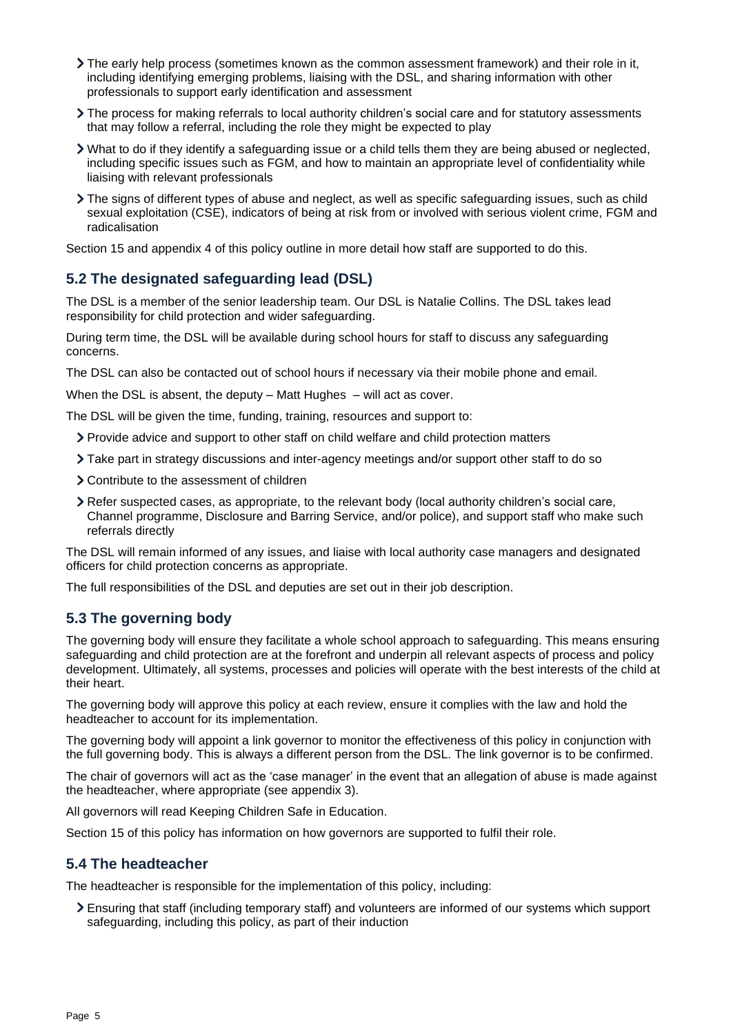- The early help process (sometimes known as the common assessment framework) and their role in it, including identifying emerging problems, liaising with the DSL, and sharing information with other professionals to support early identification and assessment
- The process for making referrals to local authority children's social care and for statutory assessments that may follow a referral, including the role they might be expected to play
- What to do if they identify a safeguarding issue or a child tells them they are being abused or neglected, including specific issues such as FGM, and how to maintain an appropriate level of confidentiality while liaising with relevant professionals
- The signs of different types of abuse and neglect, as well as specific safeguarding issues, such as child sexual exploitation (CSE), indicators of being at risk from or involved with serious violent crime, FGM and radicalisation

Section 15 and appendix 4 of this policy outline in more detail how staff are supported to do this.

## 5.2 The designated safeguarding lead (DSL)

The DSL is a member of the senior leadership team. Our DSL is Natalie Collins. The DSL takes lead responsibility for child protection and wider safeguarding.

During term time, the DSL will be available during school hours for staff to discuss any safeguarding concerns.

The DSL can also be contacted out of school hours if necessary via their mobile phone and email.

When the DSL is absent, the deputy – Matt Hughes – will act as cover.

The DSL will be given the time, funding, training, resources and support to:

- Provide advice and support to other staff on child welfare and child protection matters
- Take part in strategy discussions and inter-agency meetings and/or support other staff to do so
- Contribute to the assessment of children
- Refer suspected cases, as appropriate, to the relevant body (local authority children's social care, Channel programme, Disclosure and Barring Service, and/or police), and support staff who make such referrals directly

The DSL will remain informed of any issues, and liaise with local authority case managers and designated officers for child protection concerns as appropriate.

The full responsibilities of the DSL and deputies are set out in their job description.

## 5.3 The governing body

The governing body will ensure they facilitate a whole school approach to safeguarding. This means ensuring safeguarding and child protection are at the forefront and underpin all relevant aspects of process and policy development. Ultimately, all systems, processes and policies will operate with the best interests of the child at their heart.

The governing body will approve this policy at each review, ensure it complies with the law and hold the headteacher to account for its implementation.

The governing body will appoint a link governor to monitor the effectiveness of this policy in conjunction with the full governing body. This is always a different person from the DSL. The link governor is to be confirmed.

The chair of governors will act as the 'case manager' in the event that an allegation of abuse is made against the headteacher, where appropriate (see appendix 3).

All governors will read Keeping Children Safe in Education.

Section 15 of this policy has information on how governors are supported to fulfil their role.

## 5.4 The headteacher

The headteacher is responsible for the implementation of this policy, including:

- Ensuring that staff (including temporary staff) and volunteers are informed of our systems which support safeguarding, including this policy, as part of their induction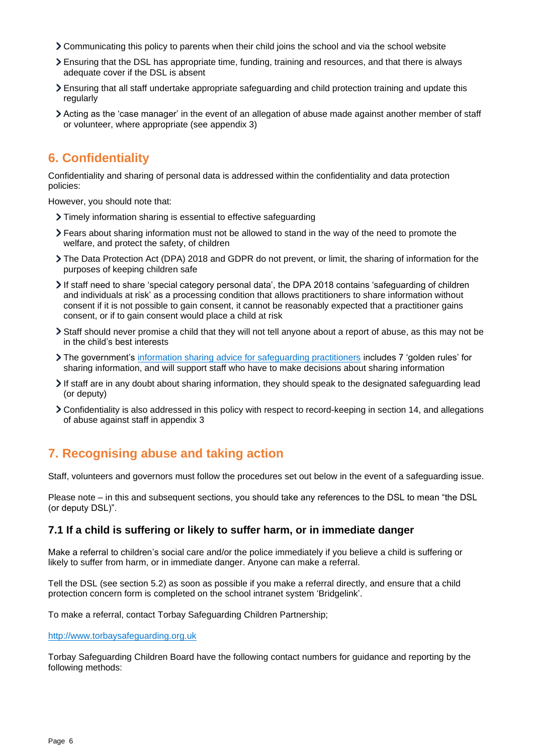- Communicating this policy to parents when their child joins the school and via the school website
- Ensuring that the DSL has appropriate time, funding, training and resources, and that there is always adequate cover if the DSL is absent
- Ensuring that all staff undertake appropriate safeguarding and child protection training and update this regularly
- Acting as the 'case manager' in the event of an allegation of abuse made against another member of staff or volunteer, where appropriate (see appendix 3)

## 6. Confidentiality

Confidentiality and sharing of personal data is addressed within the confidentiality and data protection policies:

However, you should note that:

- Timely information sharing is essential to effective safeguarding
- Fears about sharing information must not be allowed to stand in the way of the need to promote the welfare, and protect the safety, of children
- The Data Protection Act (DPA) 2018 and GDPR do not prevent, or limit, the sharing of information for the purposes of keeping children safe
- If staff need to share 'special category personal data', the DPA 2018 contains 'safeguarding of children and individuals at risk' as a processing condition that allows practitioners to share information without consent if it is not possible to gain consent, it cannot be reasonably expected that a practitioner gains consent, or if to gain consent would place a child at risk
- Staff should never promise a child that they will not tell anyone about a report of abuse, as this may not be in the child's best interests
- The government's [information sharing advice for safeguarding practitioners]() includes 7 'golden rules' for sharing information, and will support staff who have to make decisions about sharing information
- If staff are in any doubt about sharing information, they should speak to the designated safeguarding lead (or deputy)
- Confidentiality is also addressed in this policy with respect to record-keeping in section 14, and allegations of abuse against staff in appendix 3

## 7. Recognising abuse and taking action

Staff, volunteers and governors must follow the procedures set out below in the event of a safeguarding issue.

Please note – in this and subsequent sections, you should take any references to the DSL to mean "the DSL (or deputy DSL)".

### 7.1 If a child is suffering or likely to suffer harm, or in immediate danger

Make a referral to children's social care and/or the police immediately if you believe a child is suffering or likely to suffer from harm, or in immediate danger. Anyone can make a referral.

Tell the DSL (see section 5.2) as soon as possible if you make a referral directly, and ensure that a child protection concern form is completed on the school intranet system 'Bridgelink'.

To make a referral, contact Torbay Safeguarding Children Partnership;

http://www.torbaysafeguarding.org.uk

Torbay Safeguarding Children Board have the following contact numbers for guidance and reporting by the following methods: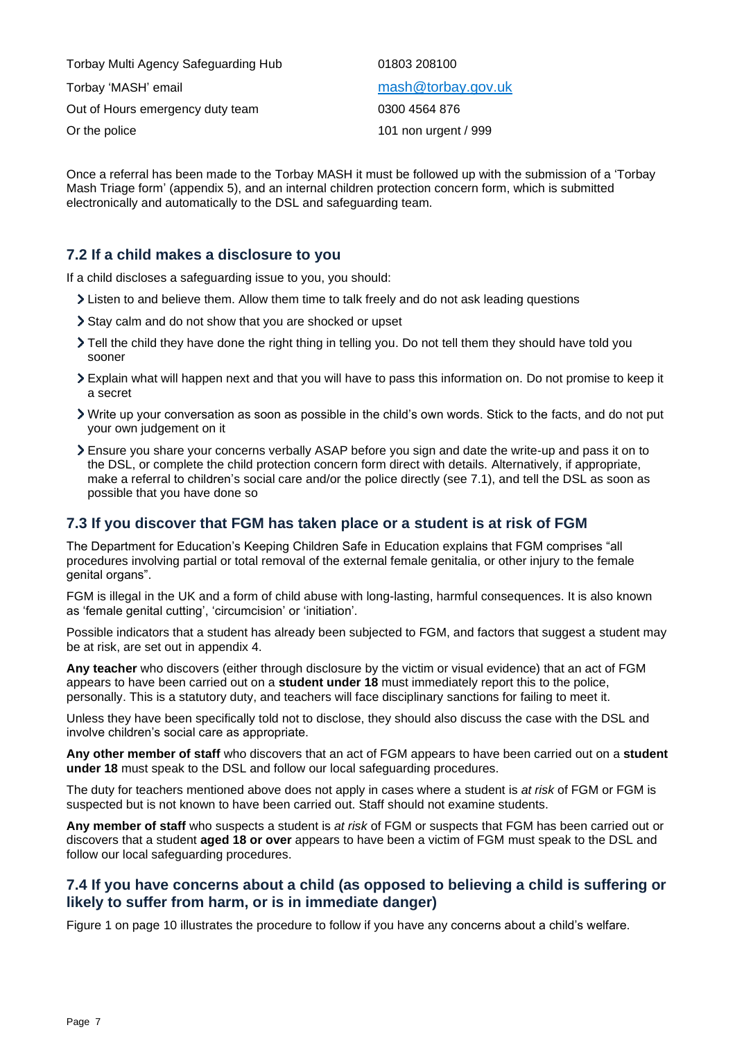| | |
|---|---|
| Torbay Multi Agency Safeguarding Hub | 01803 208100 |
| Torbay 'MASH' email | mash@torbay.gov.uk |
| Out of Hours emergency duty team | 0300 4564 876 |
| Or the police | 101 non urgent / 999 |

Once a referral has been made to the Torbay MASH it must be followed up with the submission of a 'Torbay Mash Triage form' (appendix 5), and an internal children protection concern form, which is submitted electronically and automatically to the DSL and safeguarding team.

### 7.2 If a child makes a disclosure to you

If a child discloses a safeguarding issue to you, you should:

- Listen to and believe them. Allow them time to talk freely and do not ask leading questions
- Stay calm and do not show that you are shocked or upset
- Tell the child they have done the right thing in telling you. Do not tell them they should have told you sooner
- Explain what will happen next and that you will have to pass this information on. Do not promise to keep it a secret
- Write up your conversation as soon as possible in the child's own words. Stick to the facts, and do not put your own judgement on it
- Ensure you share your concerns verbally ASAP before you sign and date the write-up and pass it on to the DSL, or complete the child protection concern form direct with details. Alternatively, if appropriate, make a referral to children's social care and/or the police directly (see 7.1), and tell the DSL as soon as possible that you have done so

### 7.3 If you discover that FGM has taken place or a student is at risk of FGM

The Department for Education's Keeping Children Safe in Education explains that FGM comprises "all procedures involving partial or total removal of the external female genitalia, or other injury to the female genital organs".

FGM is illegal in the UK and a form of child abuse with long-lasting, harmful consequences. It is also known as 'female genital cutting', 'circumcision' or 'initiation'.

Possible indicators that a student has already been subjected to FGM, and factors that suggest a student may be at risk, are set out in appendix 4.

**Any teacher** who discovers (either through disclosure by the victim or visual evidence) that an act of FGM appears to have been carried out on a **student under 18** must immediately report this to the police, personally. This is a statutory duty, and teachers will face disciplinary sanctions for failing to meet it.

Unless they have been specifically told not to disclose, they should also discuss the case with the DSL and involve children's social care as appropriate.

**Any other member of staff** who discovers that an act of FGM appears to have been carried out on a **student under 18** must speak to the DSL and follow our local safeguarding procedures.

The duty for teachers mentioned above does not apply in cases where a student is *at risk* of FGM or FGM is suspected but is not known to have been carried out. Staff should not examine students.

**Any member of staff** who suspects a student is *at risk* of FGM or suspects that FGM has been carried out or discovers that a student **aged 18 or over** appears to have been a victim of FGM must speak to the DSL and follow our local safeguarding procedures.

### 7.4 If you have concerns about a child (as opposed to believing a child is suffering or likely to suffer from harm, or is in immediate danger)

Figure 1 on page 10 illustrates the procedure to follow if you have any concerns about a child's welfare.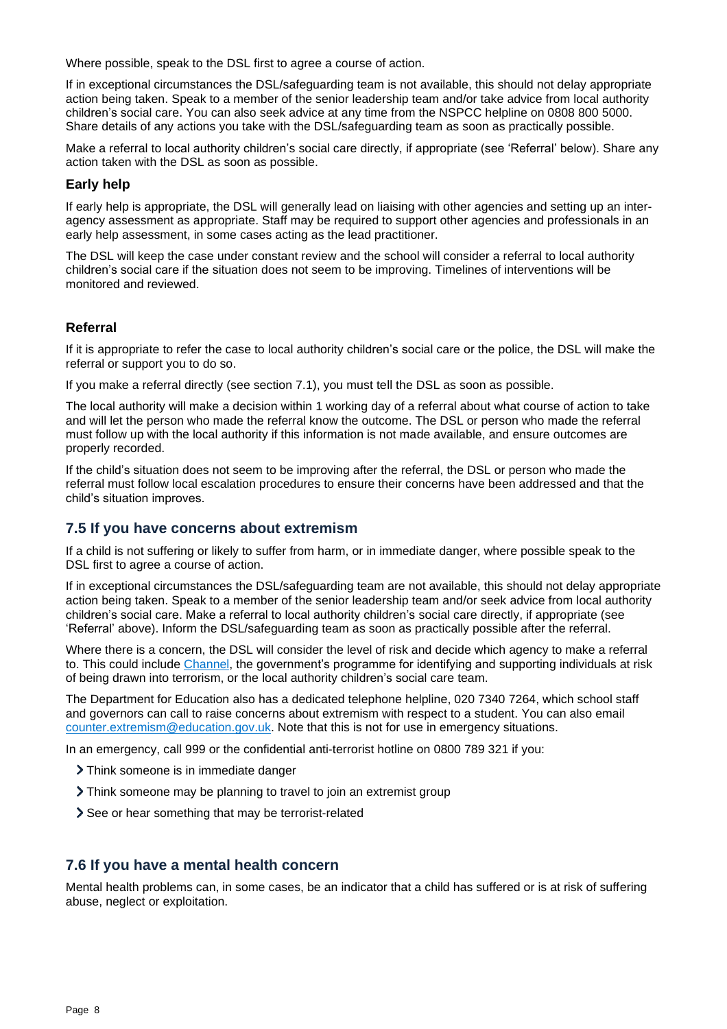Where possible, speak to the DSL first to agree a course of action.

If in exceptional circumstances the DSL/safeguarding team is not available, this should not delay appropriate action being taken. Speak to a member of the senior leadership team and/or take advice from local authority children's social care. You can also seek advice at any time from the NSPCC helpline on 0808 800 5000. Share details of any actions you take with the DSL/safeguarding team as soon as practically possible.

Make a referral to local authority children's social care directly, if appropriate (see 'Referral' below). Share any action taken with the DSL as soon as possible.

### Early help

If early help is appropriate, the DSL will generally lead on liaising with other agencies and setting up an inter-agency assessment as appropriate. Staff may be required to support other agencies and professionals in an early help assessment, in some cases acting as the lead practitioner.

The DSL will keep the case under constant review and the school will consider a referral to local authority children's social care if the situation does not seem to be improving. Timelines of interventions will be monitored and reviewed.

### Referral

If it is appropriate to refer the case to local authority children's social care or the police, the DSL will make the referral or support you to do so.

If you make a referral directly (see section 7.1), you must tell the DSL as soon as possible.

The local authority will make a decision within 1 working day of a referral about what course of action to take and will let the person who made the referral know the outcome. The DSL or person who made the referral must follow up with the local authority if this information is not made available, and ensure outcomes are properly recorded.

If the child's situation does not seem to be improving after the referral, the DSL or person who made the referral must follow local escalation procedures to ensure their concerns have been addressed and that the child's situation improves.

## 7.5 If you have concerns about extremism

If a child is not suffering or likely to suffer from harm, or in immediate danger, where possible speak to the DSL first to agree a course of action.

If in exceptional circumstances the DSL/safeguarding team are not available, this should not delay appropriate action being taken. Speak to a member of the senior leadership team and/or seek advice from local authority children's social care. Make a referral to local authority children's social care directly, if appropriate (see 'Referral' above). Inform the DSL/safeguarding team as soon as practically possible after the referral.

Where there is a concern, the DSL will consider the level of risk and decide which agency to make a referral to. This could include Channel, the government's programme for identifying and supporting individuals at risk of being drawn into terrorism, or the local authority children's social care team.

The Department for Education also has a dedicated telephone helpline, 020 7340 7264, which school staff and governors can call to raise concerns about extremism with respect to a student. You can also email counter.extremism@education.gov.uk. Note that this is not for use in emergency situations.

In an emergency, call 999 or the confidential anti-terrorist hotline on 0800 789 321 if you:

- Think someone is in immediate danger
- Think someone may be planning to travel to join an extremist group
- See or hear something that may be terrorist-related

## 7.6 If you have a mental health concern

Mental health problems can, in some cases, be an indicator that a child has suffered or is at risk of suffering abuse, neglect or exploitation.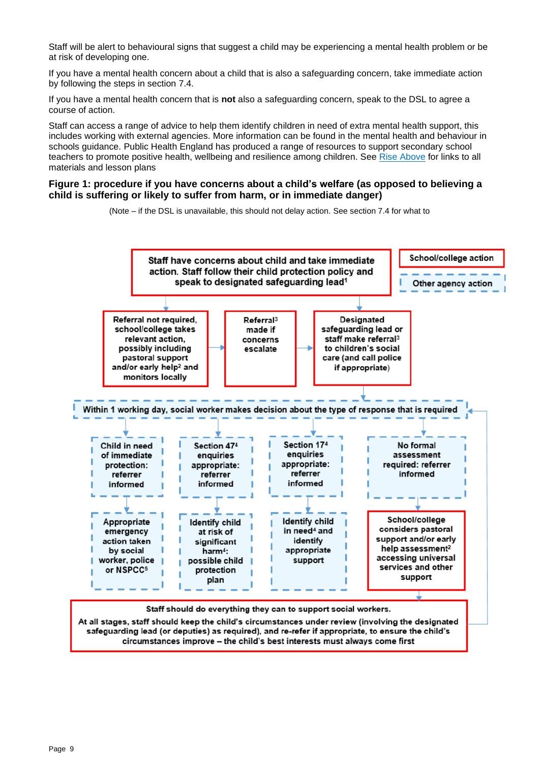Staff will be alert to behavioural signs that suggest a child may be experiencing a mental health problem or be at risk of developing one.

If you have a mental health concern about a child that is also a safeguarding concern, take immediate action by following the steps in section 7.4.

If you have a mental health concern that is **not** also a safeguarding concern, speak to the DSL to agree a course of action.

Staff can access a range of advice to help them identify children in need of extra mental health support, this includes working with external agencies. More information can be found in the mental health and behaviour in schools guidance. Public Health England has produced a range of resources to support secondary school teachers to promote positive health, wellbeing and resilience among children. See [Rise Above] for links to all materials and lesson plans

### Figure 1: procedure if you have concerns about a child's welfare (as opposed to believing a child is suffering or likely to suffer from harm, or in immediate danger)

(Note – if the DSL is unavailable, this should not delay action. See section 7.4 for what to

School/college action

Other agency action

Staff have concerns about child and take immediate action. Staff follow their child protection policy and speak to designated safeguarding lead[1]

Referral not required, school/college takes relevant action, possibly including pastoral support and/or early help[2] and monitors locally

Referral[3] made if concerns escalate

Designated safeguarding lead or staff make referral[3] to children's social care (and call police if appropriate)

Within 1 working day, social worker makes decision about the type of response that is required

Child in need of immediate protection: referrer informed

Appropriate emergency action taken by social worker, police or NSPCC[5]

Section 47[4] enquiries appropriate: referrer informed

Identify child at risk of significant harm[4]: possible child protection plan

Section 17[4] enquiries appropriate: referrer informed

Identify child in need[4] and identify appropriate support

No formal assessment required: referrer informed

School/college considers pastoral support and/or early help assessment[2] accessing universal services and other support

Staff should do everything they can to support social workers.

At all stages, staff should keep the child's circumstances under review (involving the designated safeguarding lead (or deputies) as required), and re-refer if appropriate, to ensure the child's circumstances improve – the child's best interests must always come first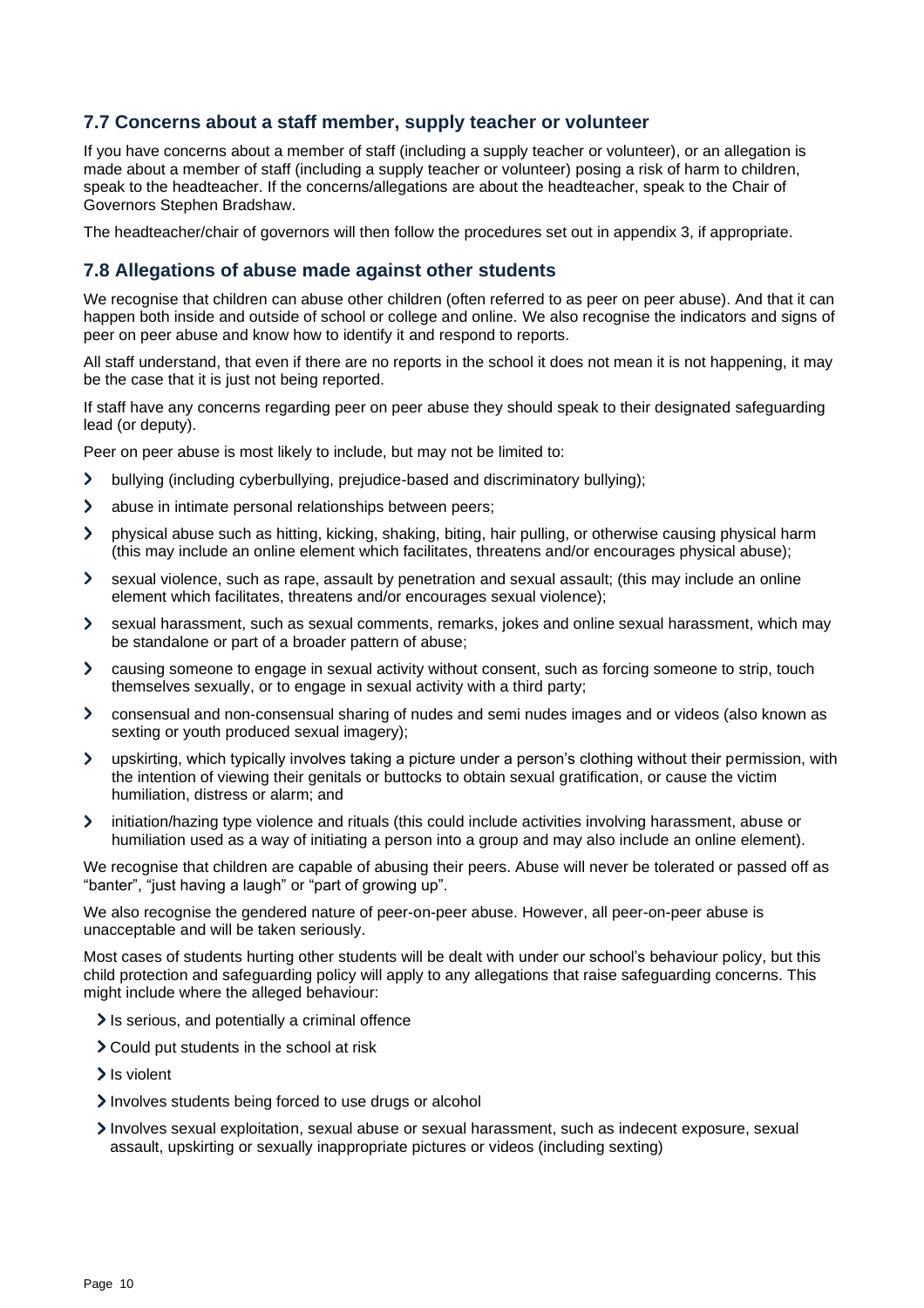### 7.7 Concerns about a staff member, supply teacher or volunteer

If you have concerns about a member of staff (including a supply teacher or volunteer), or an allegation is made about a member of staff (including a supply teacher or volunteer) posing a risk of harm to children, speak to the headteacher. If the concerns/allegations are about the headteacher, speak to the Chair of Governors Stephen Bradshaw.

The headteacher/chair of governors will then follow the procedures set out in appendix 3, if appropriate.

### 7.8 Allegations of abuse made against other students

We recognise that children can abuse other children (often referred to as peer on peer abuse). And that it can happen both inside and outside of school or college and online. We also recognise the indicators and signs of peer on peer abuse and know how to identify it and respond to reports.

All staff understand, that even if there are no reports in the school it does not mean it is not happening, it may be the case that it is just not being reported.

If staff have any concerns regarding peer on peer abuse they should speak to their designated safeguarding lead (or deputy).

Peer on peer abuse is most likely to include, but may not be limited to:

- bullying (including cyberbullying, prejudice-based and discriminatory bullying);
- abuse in intimate personal relationships between peers;
- physical abuse such as hitting, kicking, shaking, biting, hair pulling, or otherwise causing physical harm (this may include an online element which facilitates, threatens and/or encourages physical abuse);
- sexual violence, such as rape, assault by penetration and sexual assault; (this may include an online element which facilitates, threatens and/or encourages sexual violence);
- sexual harassment, such as sexual comments, remarks, jokes and online sexual harassment, which may be standalone or part of a broader pattern of abuse;
- causing someone to engage in sexual activity without consent, such as forcing someone to strip, touch themselves sexually, or to engage in sexual activity with a third party;
- consensual and non-consensual sharing of nudes and semi nudes images and or videos (also known as sexting or youth produced sexual imagery);
- upskirting, which typically involves taking a picture under a person's clothing without their permission, with the intention of viewing their genitals or buttocks to obtain sexual gratification, or cause the victim humiliation, distress or alarm; and
- initiation/hazing type violence and rituals (this could include activities involving harassment, abuse or humiliation used as a way of initiating a person into a group and may also include an online element).

We recognise that children are capable of abusing their peers. Abuse will never be tolerated or passed off as "banter", "just having a laugh" or "part of growing up".

We also recognise the gendered nature of peer-on-peer abuse. However, all peer-on-peer abuse is unacceptable and will be taken seriously.

Most cases of students hurting other students will be dealt with under our school's behaviour policy, but this child protection and safeguarding policy will apply to any allegations that raise safeguarding concerns. This might include where the alleged behaviour:

- Is serious, and potentially a criminal offence
- Could put students in the school at risk
- Is violent
- Involves students being forced to use drugs or alcohol
- Involves sexual exploitation, sexual abuse or sexual harassment, such as indecent exposure, sexual assault, upskirting or sexually inappropriate pictures or videos (including sexting)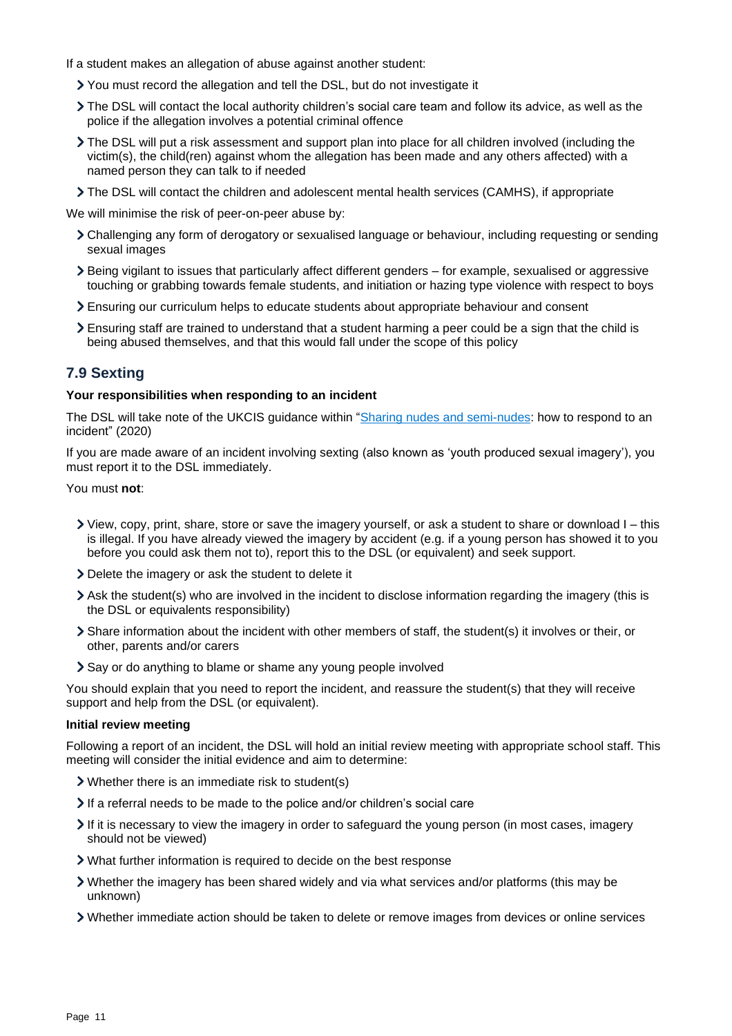If a student makes an allegation of abuse against another student:

- You must record the allegation and tell the DSL, but do not investigate it
- The DSL will contact the local authority children's social care team and follow its advice, as well as the police if the allegation involves a potential criminal offence
- The DSL will put a risk assessment and support plan into place for all children involved (including the victim(s), the child(ren) against whom the allegation has been made and any others affected) with a named person they can talk to if needed
- The DSL will contact the children and adolescent mental health services (CAMHS), if appropriate

We will minimise the risk of peer-on-peer abuse by:

- Challenging any form of derogatory or sexualised language or behaviour, including requesting or sending sexual images
- Being vigilant to issues that particularly affect different genders – for example, sexualised or aggressive touching or grabbing towards female students, and initiation or hazing type violence with respect to boys
- Ensuring our curriculum helps to educate students about appropriate behaviour and consent
- Ensuring staff are trained to understand that a student harming a peer could be a sign that the child is being abused themselves, and that this would fall under the scope of this policy

## 7.9 Sexting

**Your responsibilities when responding to an incident**

The DSL will take note of the UKCIS guidance within "Sharing nudes and semi-nudes: how to respond to an incident" (2020)

If you are made aware of an incident involving sexting (also known as 'youth produced sexual imagery'), you must report it to the DSL immediately.

You must **not**:

- View, copy, print, share, store or save the imagery yourself, or ask a student to share or download I – this is illegal. If you have already viewed the imagery by accident (e.g. if a young person has showed it to you before you could ask them not to), report this to the DSL (or equivalent) and seek support.
- Delete the imagery or ask the student to delete it
- Ask the student(s) who are involved in the incident to disclose information regarding the imagery (this is the DSL or equivalents responsibility)
- Share information about the incident with other members of staff, the student(s) it involves or their, or other, parents and/or carers
- Say or do anything to blame or shame any young people involved

You should explain that you need to report the incident, and reassure the student(s) that they will receive support and help from the DSL (or equivalent).

**Initial review meeting**

Following a report of an incident, the DSL will hold an initial review meeting with appropriate school staff. This meeting will consider the initial evidence and aim to determine:

- Whether there is an immediate risk to student(s)
- If a referral needs to be made to the police and/or children's social care
- If it is necessary to view the imagery in order to safeguard the young person (in most cases, imagery should not be viewed)
- What further information is required to decide on the best response
- Whether the imagery has been shared widely and via what services and/or platforms (this may be unknown)
- Whether immediate action should be taken to delete or remove images from devices or online services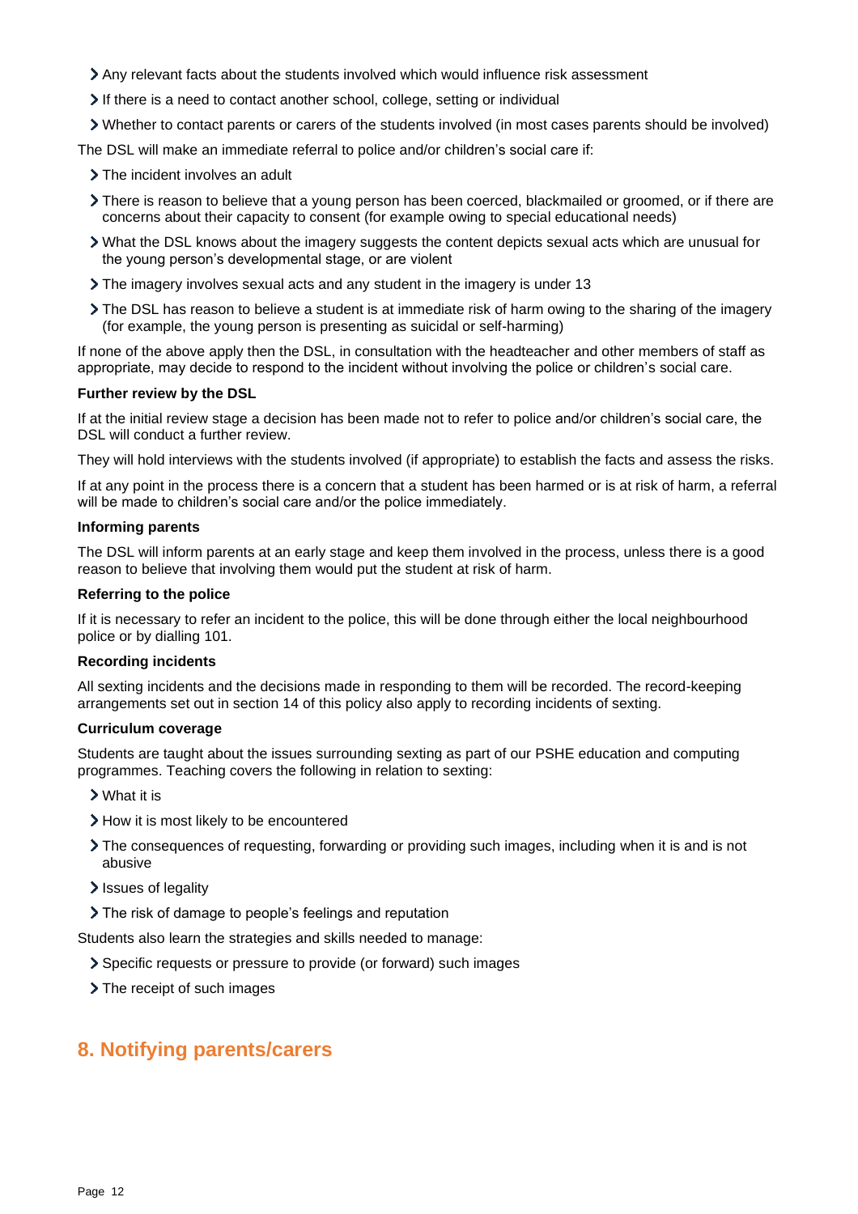- Any relevant facts about the students involved which would influence risk assessment
- If there is a need to contact another school, college, setting or individual
- Whether to contact parents or carers of the students involved (in most cases parents should be involved)

The DSL will make an immediate referral to police and/or children's social care if:

- The incident involves an adult
- There is reason to believe that a young person has been coerced, blackmailed or groomed, or if there are concerns about their capacity to consent (for example owing to special educational needs)
- What the DSL knows about the imagery suggests the content depicts sexual acts which are unusual for the young person's developmental stage, or are violent
- The imagery involves sexual acts and any student in the imagery is under 13
- The DSL has reason to believe a student is at immediate risk of harm owing to the sharing of the imagery (for example, the young person is presenting as suicidal or self-harming)

If none of the above apply then the DSL, in consultation with the headteacher and other members of staff as appropriate, may decide to respond to the incident without involving the police or children's social care.

**Further review by the DSL**

If at the initial review stage a decision has been made not to refer to police and/or children's social care, the DSL will conduct a further review.

They will hold interviews with the students involved (if appropriate) to establish the facts and assess the risks.

If at any point in the process there is a concern that a student has been harmed or is at risk of harm, a referral will be made to children's social care and/or the police immediately.

**Informing parents**

The DSL will inform parents at an early stage and keep them involved in the process, unless there is a good reason to believe that involving them would put the student at risk of harm.

**Referring to the police**

If it is necessary to refer an incident to the police, this will be done through either the local neighbourhood police or by dialling 101.

**Recording incidents**

All sexting incidents and the decisions made in responding to them will be recorded. The record-keeping arrangements set out in section 14 of this policy also apply to recording incidents of sexting.

**Curriculum coverage**

Students are taught about the issues surrounding sexting as part of our PSHE education and computing programmes. Teaching covers the following in relation to sexting:

- What it is
- How it is most likely to be encountered
- The consequences of requesting, forwarding or providing such images, including when it is and is not abusive
- Issues of legality
- The risk of damage to people's feelings and reputation

Students also learn the strategies and skills needed to manage:

- Specific requests or pressure to provide (or forward) such images
- The receipt of such images

## 8. Notifying parents/carers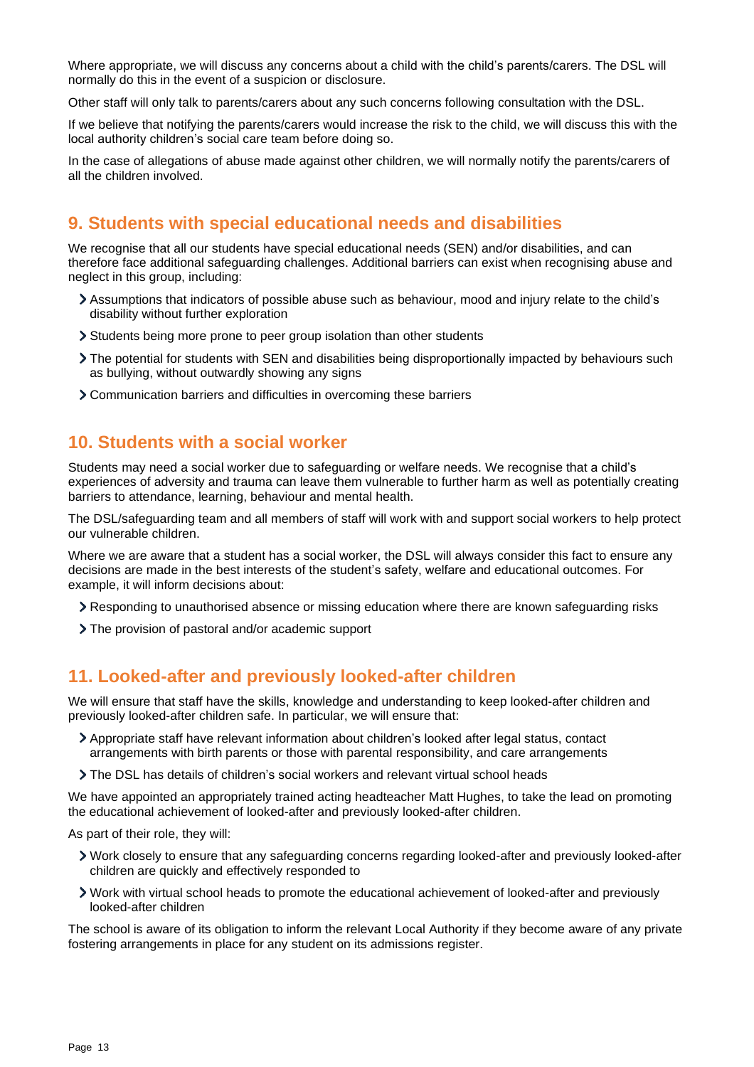Where appropriate, we will discuss any concerns about a child with the child's parents/carers. The DSL will normally do this in the event of a suspicion or disclosure.

Other staff will only talk to parents/carers about any such concerns following consultation with the DSL.

If we believe that notifying the parents/carers would increase the risk to the child, we will discuss this with the local authority children's social care team before doing so.

In the case of allegations of abuse made against other children, we will normally notify the parents/carers of all the children involved.

## 9. Students with special educational needs and disabilities

We recognise that all our students have special educational needs (SEN) and/or disabilities, and can therefore face additional safeguarding challenges. Additional barriers can exist when recognising abuse and neglect in this group, including:

- Assumptions that indicators of possible abuse such as behaviour, mood and injury relate to the child's disability without further exploration
- Students being more prone to peer group isolation than other students
- The potential for students with SEN and disabilities being disproportionally impacted by behaviours such as bullying, without outwardly showing any signs
- Communication barriers and difficulties in overcoming these barriers

## 10. Students with a social worker

Students may need a social worker due to safeguarding or welfare needs. We recognise that a child's experiences of adversity and trauma can leave them vulnerable to further harm as well as potentially creating barriers to attendance, learning, behaviour and mental health.

The DSL/safeguarding team and all members of staff will work with and support social workers to help protect our vulnerable children.

Where we are aware that a student has a social worker, the DSL will always consider this fact to ensure any decisions are made in the best interests of the student's safety, welfare and educational outcomes. For example, it will inform decisions about:

- Responding to unauthorised absence or missing education where there are known safeguarding risks
- The provision of pastoral and/or academic support

## 11. Looked-after and previously looked-after children

We will ensure that staff have the skills, knowledge and understanding to keep looked-after children and previously looked-after children safe. In particular, we will ensure that:

- Appropriate staff have relevant information about children's looked after legal status, contact arrangements with birth parents or those with parental responsibility, and care arrangements
- The DSL has details of children's social workers and relevant virtual school heads

We have appointed an appropriately trained acting headteacher Matt Hughes, to take the lead on promoting the educational achievement of looked-after and previously looked-after children.

As part of their role, they will:

- Work closely to ensure that any safeguarding concerns regarding looked-after and previously looked-after children are quickly and effectively responded to
- Work with virtual school heads to promote the educational achievement of looked-after and previously looked-after children

The school is aware of its obligation to inform the relevant Local Authority if they become aware of any private fostering arrangements in place for any student on its admissions register.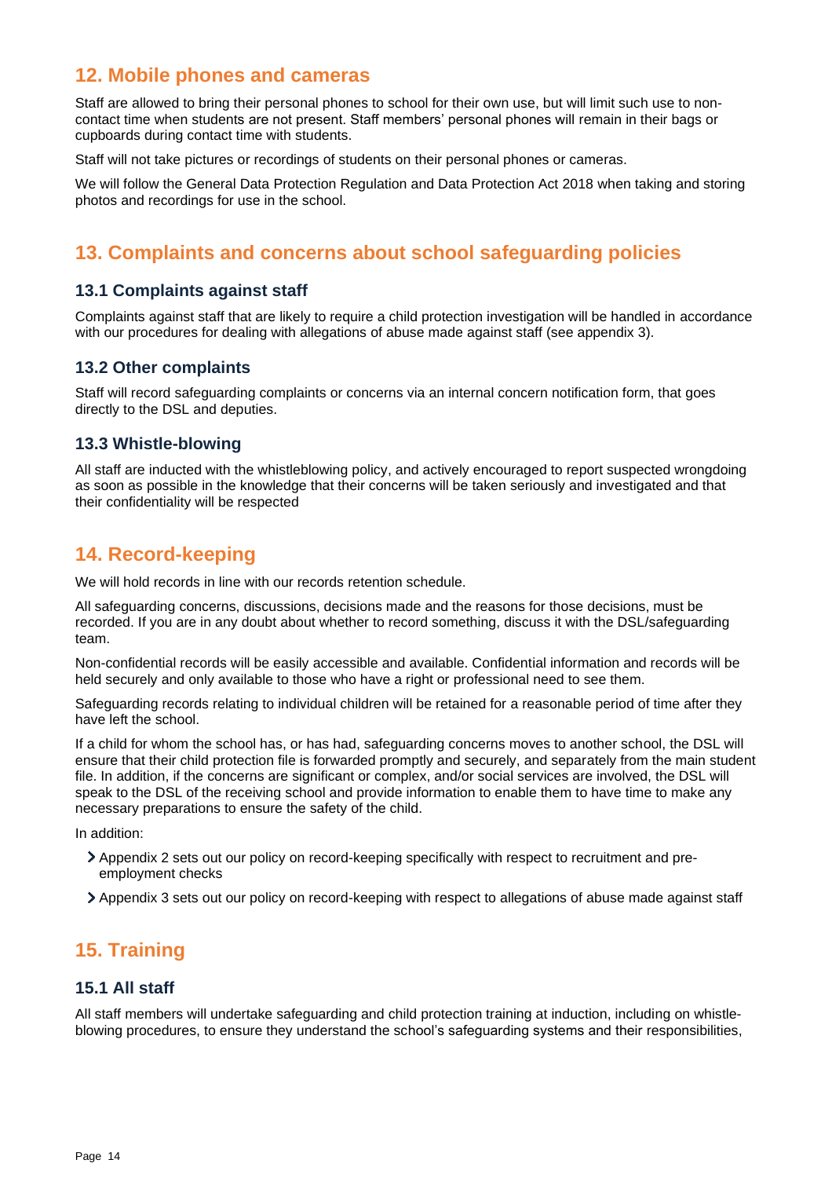## 12. Mobile phones and cameras

Staff are allowed to bring their personal phones to school for their own use, but will limit such use to non-contact time when students are not present. Staff members' personal phones will remain in their bags or cupboards during contact time with students.

Staff will not take pictures or recordings of students on their personal phones or cameras.

We will follow the General Data Protection Regulation and Data Protection Act 2018 when taking and storing photos and recordings for use in the school.

## 13. Complaints and concerns about school safeguarding policies

### 13.1 Complaints against staff

Complaints against staff that are likely to require a child protection investigation will be handled in accordance with our procedures for dealing with allegations of abuse made against staff (see appendix 3).

### 13.2 Other complaints

Staff will record safeguarding complaints or concerns via an internal concern notification form, that goes directly to the DSL and deputies.

### 13.3 Whistle-blowing

All staff are inducted with the whistleblowing policy, and actively encouraged to report suspected wrongdoing as soon as possible in the knowledge that their concerns will be taken seriously and investigated and that their confidentiality will be respected

## 14. Record-keeping

We will hold records in line with our records retention schedule.

All safeguarding concerns, discussions, decisions made and the reasons for those decisions, must be recorded. If you are in any doubt about whether to record something, discuss it with the DSL/safeguarding team.

Non-confidential records will be easily accessible and available. Confidential information and records will be held securely and only available to those who have a right or professional need to see them.

Safeguarding records relating to individual children will be retained for a reasonable period of time after they have left the school.

If a child for whom the school has, or has had, safeguarding concerns moves to another school, the DSL will ensure that their child protection file is forwarded promptly and securely, and separately from the main student file. In addition, if the concerns are significant or complex, and/or social services are involved, the DSL will speak to the DSL of the receiving school and provide information to enable them to have time to make any necessary preparations to ensure the safety of the child.

In addition:

- Appendix 2 sets out our policy on record-keeping specifically with respect to recruitment and pre-employment checks
- Appendix 3 sets out our policy on record-keeping with respect to allegations of abuse made against staff

## 15. Training

### 15.1 All staff

All staff members will undertake safeguarding and child protection training at induction, including on whistle-blowing procedures, to ensure they understand the school's safeguarding systems and their responsibilities,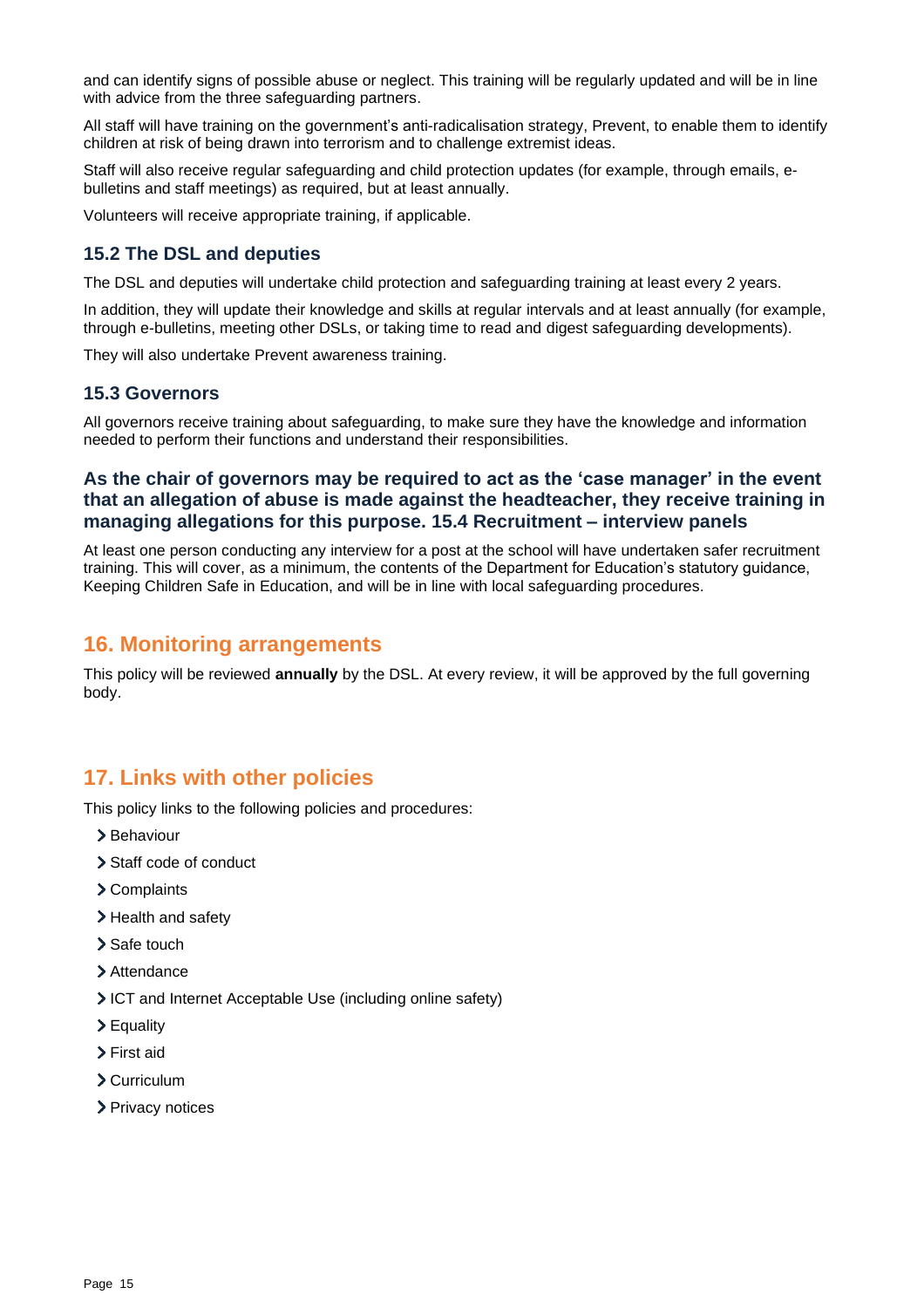and can identify signs of possible abuse or neglect. This training will be regularly updated and will be in line with advice from the three safeguarding partners.

All staff will have training on the government's anti-radicalisation strategy, Prevent, to enable them to identify children at risk of being drawn into terrorism and to challenge extremist ideas.

Staff will also receive regular safeguarding and child protection updates (for example, through emails, e-bulletins and staff meetings) as required, but at least annually.

Volunteers will receive appropriate training, if applicable.

### 15.2 The DSL and deputies

The DSL and deputies will undertake child protection and safeguarding training at least every 2 years.

In addition, they will update their knowledge and skills at regular intervals and at least annually (for example, through e-bulletins, meeting other DSLs, or taking time to read and digest safeguarding developments).

They will also undertake Prevent awareness training.

### 15.3 Governors

All governors receive training about safeguarding, to make sure they have the knowledge and information needed to perform their functions and understand their responsibilities.

### As the chair of governors may be required to act as the 'case manager' in the event that an allegation of abuse is made against the headteacher, they receive training in managing allegations for this purpose. 15.4 Recruitment – interview panels

At least one person conducting any interview for a post at the school will have undertaken safer recruitment training. This will cover, as a minimum, the contents of the Department for Education's statutory guidance, Keeping Children Safe in Education, and will be in line with local safeguarding procedures.

## 16. Monitoring arrangements

This policy will be reviewed **annually** by the DSL. At every review, it will be approved by the full governing body.

## 17. Links with other policies

This policy links to the following policies and procedures:

- Behaviour
- Staff code of conduct
- Complaints
- Health and safety
- Safe touch
- Attendance
- ICT and Internet Acceptable Use (including online safety)
- Equality
- First aid
- Curriculum
- Privacy notices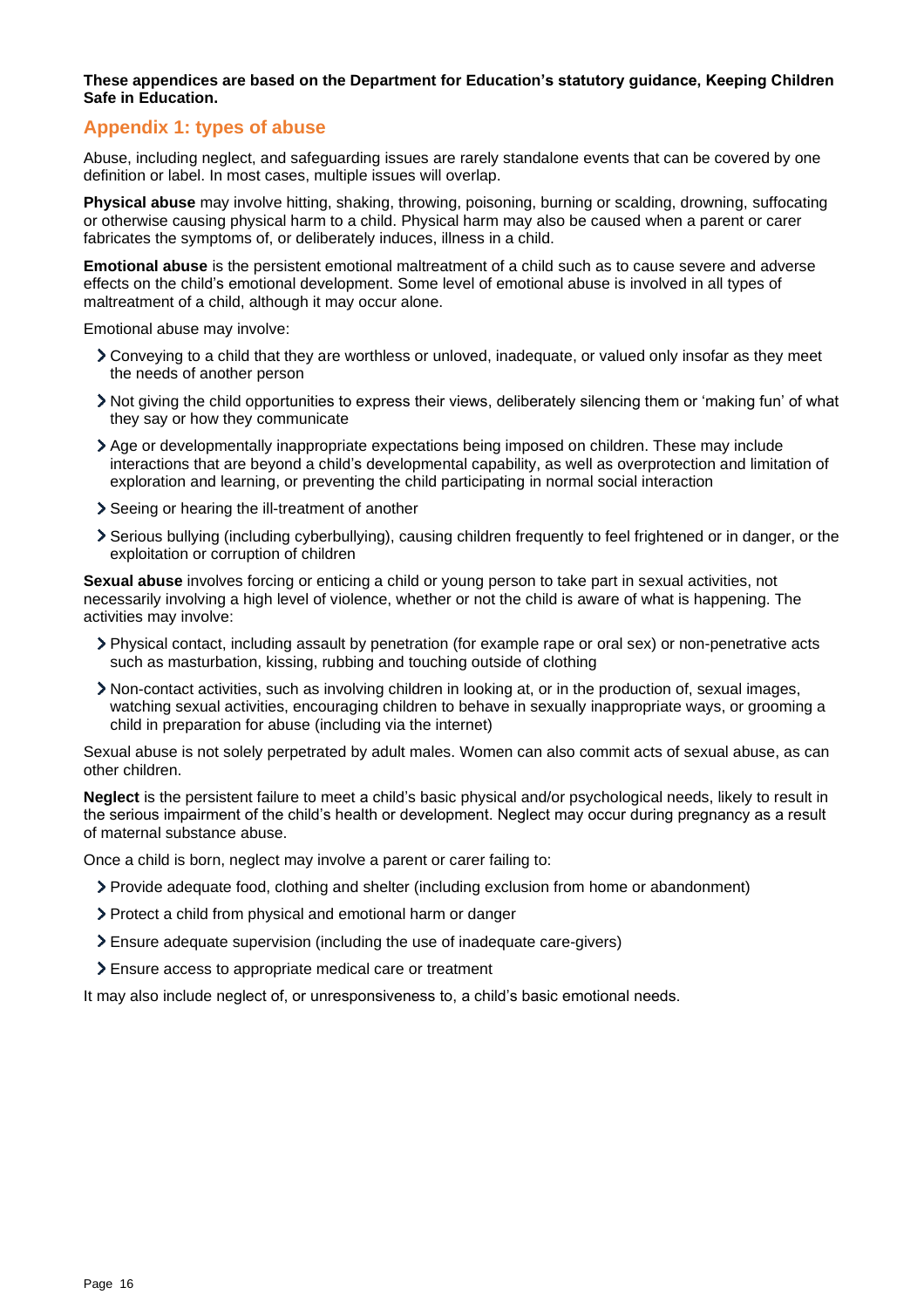**These appendices are based on the Department for Education's statutory guidance, Keeping Children Safe in Education.**

## Appendix 1: types of abuse

Abuse, including neglect, and safeguarding issues are rarely standalone events that can be covered by one definition or label. In most cases, multiple issues will overlap.

**Physical abuse** may involve hitting, shaking, throwing, poisoning, burning or scalding, drowning, suffocating or otherwise causing physical harm to a child. Physical harm may also be caused when a parent or carer fabricates the symptoms of, or deliberately induces, illness in a child.

**Emotional abuse** is the persistent emotional maltreatment of a child such as to cause severe and adverse effects on the child's emotional development. Some level of emotional abuse is involved in all types of maltreatment of a child, although it may occur alone.

Emotional abuse may involve:

- Conveying to a child that they are worthless or unloved, inadequate, or valued only insofar as they meet the needs of another person
- Not giving the child opportunities to express their views, deliberately silencing them or 'making fun' of what they say or how they communicate
- Age or developmentally inappropriate expectations being imposed on children. These may include interactions that are beyond a child's developmental capability, as well as overprotection and limitation of exploration and learning, or preventing the child participating in normal social interaction
- Seeing or hearing the ill-treatment of another
- Serious bullying (including cyberbullying), causing children frequently to feel frightened or in danger, or the exploitation or corruption of children

**Sexual abuse** involves forcing or enticing a child or young person to take part in sexual activities, not necessarily involving a high level of violence, whether or not the child is aware of what is happening. The activities may involve:

- Physical contact, including assault by penetration (for example rape or oral sex) or non-penetrative acts such as masturbation, kissing, rubbing and touching outside of clothing
- Non-contact activities, such as involving children in looking at, or in the production of, sexual images, watching sexual activities, encouraging children to behave in sexually inappropriate ways, or grooming a child in preparation for abuse (including via the internet)

Sexual abuse is not solely perpetrated by adult males. Women can also commit acts of sexual abuse, as can other children.

**Neglect** is the persistent failure to meet a child's basic physical and/or psychological needs, likely to result in the serious impairment of the child's health or development. Neglect may occur during pregnancy as a result of maternal substance abuse.

Once a child is born, neglect may involve a parent or carer failing to:

- Provide adequate food, clothing and shelter (including exclusion from home or abandonment)
- Protect a child from physical and emotional harm or danger
- Ensure adequate supervision (including the use of inadequate care-givers)
- Ensure access to appropriate medical care or treatment

It may also include neglect of, or unresponsiveness to, a child's basic emotional needs.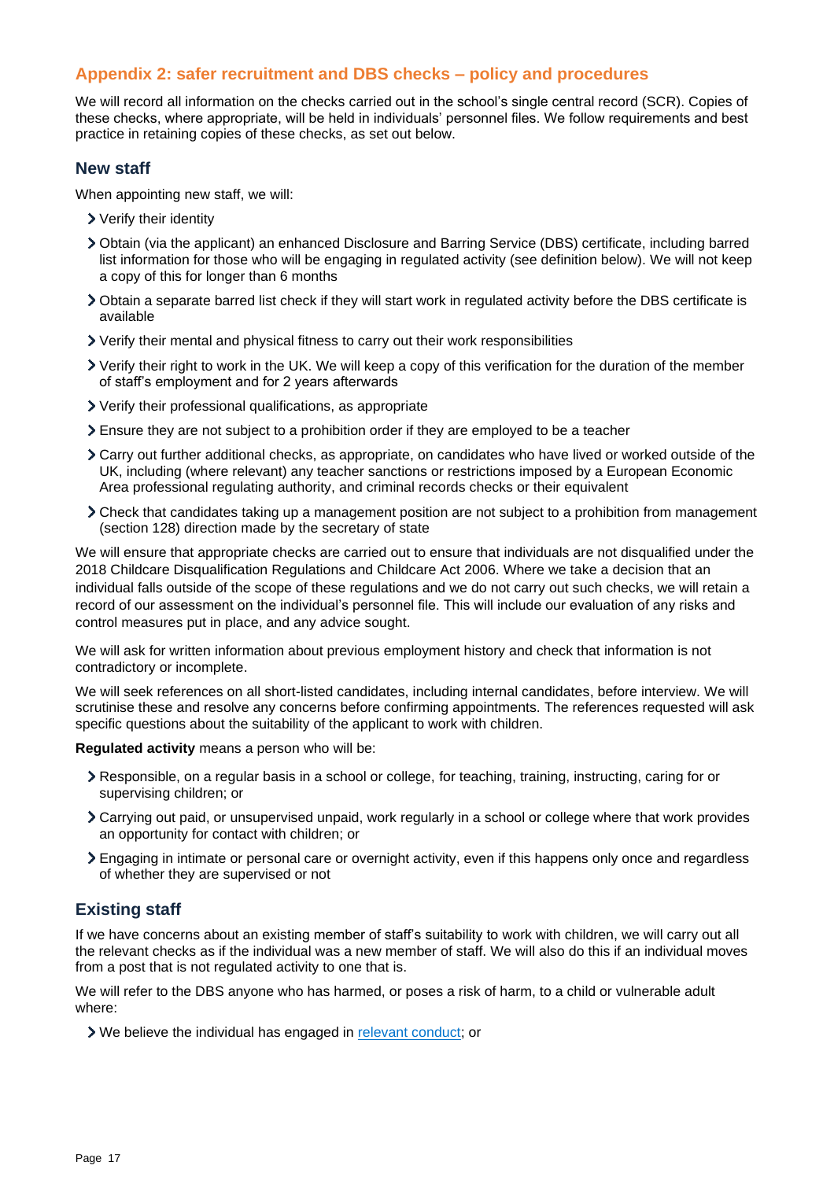## Appendix 2: safer recruitment and DBS checks – policy and procedures

We will record all information on the checks carried out in the school's single central record (SCR). Copies of these checks, where appropriate, will be held in individuals' personnel files. We follow requirements and best practice in retaining copies of these checks, as set out below.

### New staff

When appointing new staff, we will:

- Verify their identity
- Obtain (via the applicant) an enhanced Disclosure and Barring Service (DBS) certificate, including barred list information for those who will be engaging in regulated activity (see definition below). We will not keep a copy of this for longer than 6 months
- Obtain a separate barred list check if they will start work in regulated activity before the DBS certificate is available
- Verify their mental and physical fitness to carry out their work responsibilities
- Verify their right to work in the UK. We will keep a copy of this verification for the duration of the member of staff's employment and for 2 years afterwards
- Verify their professional qualifications, as appropriate
- Ensure they are not subject to a prohibition order if they are employed to be a teacher
- Carry out further additional checks, as appropriate, on candidates who have lived or worked outside of the UK, including (where relevant) any teacher sanctions or restrictions imposed by a European Economic Area professional regulating authority, and criminal records checks or their equivalent
- Check that candidates taking up a management position are not subject to a prohibition from management (section 128) direction made by the secretary of state

We will ensure that appropriate checks are carried out to ensure that individuals are not disqualified under the 2018 Childcare Disqualification Regulations and Childcare Act 2006. Where we take a decision that an individual falls outside of the scope of these regulations and we do not carry out such checks, we will retain a record of our assessment on the individual's personnel file. This will include our evaluation of any risks and control measures put in place, and any advice sought.

We will ask for written information about previous employment history and check that information is not contradictory or incomplete.

We will seek references on all short-listed candidates, including internal candidates, before interview. We will scrutinise these and resolve any concerns before confirming appointments. The references requested will ask specific questions about the suitability of the applicant to work with children.

**Regulated activity** means a person who will be:

- Responsible, on a regular basis in a school or college, for teaching, training, instructing, caring for or supervising children; or
- Carrying out paid, or unsupervised unpaid, work regularly in a school or college where that work provides an opportunity for contact with children; or
- Engaging in intimate or personal care or overnight activity, even if this happens only once and regardless of whether they are supervised or not

### Existing staff

If we have concerns about an existing member of staff's suitability to work with children, we will carry out all the relevant checks as if the individual was a new member of staff. We will also do this if an individual moves from a post that is not regulated activity to one that is.

We will refer to the DBS anyone who has harmed, or poses a risk of harm, to a child or vulnerable adult where:

- We believe the individual has engaged in relevant conduct; or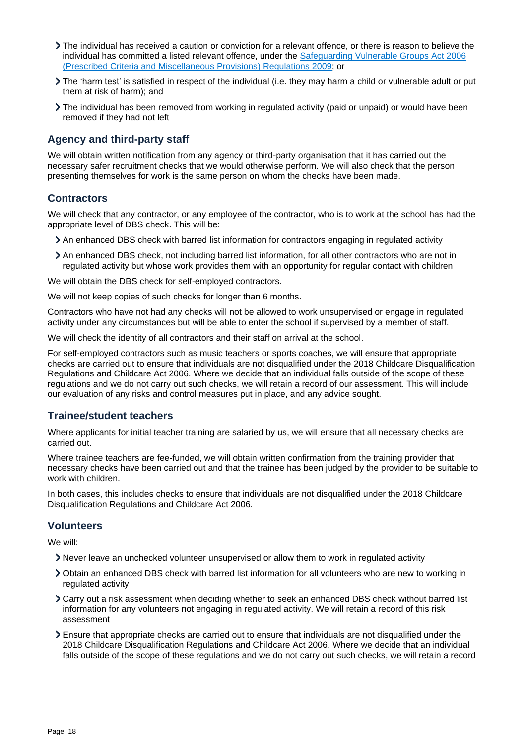- The individual has received a caution or conviction for a relevant offence, or there is reason to believe the individual has committed a listed relevant offence, under the [Safeguarding Vulnerable Groups Act 2006 (Prescribed Criteria and Miscellaneous Provisions) Regulations 2009](); or
- The 'harm test' is satisfied in respect of the individual (i.e. they may harm a child or vulnerable adult or put them at risk of harm); and
- The individual has been removed from working in regulated activity (paid or unpaid) or would have been removed if they had not left

### Agency and third-party staff

We will obtain written notification from any agency or third-party organisation that it has carried out the necessary safer recruitment checks that we would otherwise perform. We will also check that the person presenting themselves for work is the same person on whom the checks have been made.

### Contractors

We will check that any contractor, or any employee of the contractor, who is to work at the school has had the appropriate level of DBS check. This will be:

- An enhanced DBS check with barred list information for contractors engaging in regulated activity
- An enhanced DBS check, not including barred list information, for all other contractors who are not in regulated activity but whose work provides them with an opportunity for regular contact with children

We will obtain the DBS check for self-employed contractors.

We will not keep copies of such checks for longer than 6 months.

Contractors who have not had any checks will not be allowed to work unsupervised or engage in regulated activity under any circumstances but will be able to enter the school if supervised by a member of staff.

We will check the identity of all contractors and their staff on arrival at the school.

For self-employed contractors such as music teachers or sports coaches, we will ensure that appropriate checks are carried out to ensure that individuals are not disqualified under the 2018 Childcare Disqualification Regulations and Childcare Act 2006. Where we decide that an individual falls outside of the scope of these regulations and we do not carry out such checks, we will retain a record of our assessment. This will include our evaluation of any risks and control measures put in place, and any advice sought.

### Trainee/student teachers

Where applicants for initial teacher training are salaried by us, we will ensure that all necessary checks are carried out.

Where trainee teachers are fee-funded, we will obtain written confirmation from the training provider that necessary checks have been carried out and that the trainee has been judged by the provider to be suitable to work with children.

In both cases, this includes checks to ensure that individuals are not disqualified under the 2018 Childcare Disqualification Regulations and Childcare Act 2006.

### Volunteers

We will:

- Never leave an unchecked volunteer unsupervised or allow them to work in regulated activity
- Obtain an enhanced DBS check with barred list information for all volunteers who are new to working in regulated activity
- Carry out a risk assessment when deciding whether to seek an enhanced DBS check without barred list information for any volunteers not engaging in regulated activity. We will retain a record of this risk assessment
- Ensure that appropriate checks are carried out to ensure that individuals are not disqualified under the 2018 Childcare Disqualification Regulations and Childcare Act 2006. Where we decide that an individual falls outside of the scope of these regulations and we do not carry out such checks, we will retain a record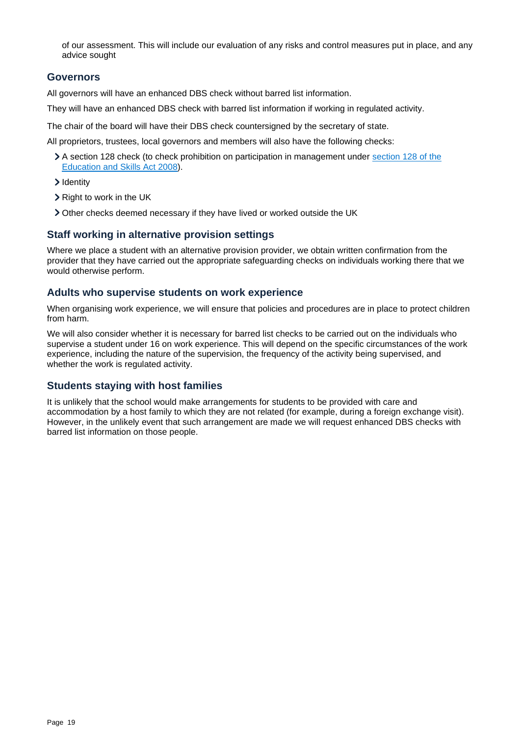of our assessment. This will include our evaluation of any risks and control measures put in place, and any advice sought

### Governors

All governors will have an enhanced DBS check without barred list information.

They will have an enhanced DBS check with barred list information if working in regulated activity.

The chair of the board will have their DBS check countersigned by the secretary of state.

All proprietors, trustees, local governors and members will also have the following checks:

- A section 128 check (to check prohibition on participation in management under [section 128 of the Education and Skills Act 2008](#)).
- Identity
- Right to work in the UK
- Other checks deemed necessary if they have lived or worked outside the UK

### Staff working in alternative provision settings

Where we place a student with an alternative provision provider, we obtain written confirmation from the provider that they have carried out the appropriate safeguarding checks on individuals working there that we would otherwise perform.

### Adults who supervise students on work experience

When organising work experience, we will ensure that policies and procedures are in place to protect children from harm.

We will also consider whether it is necessary for barred list checks to be carried out on the individuals who supervise a student under 16 on work experience. This will depend on the specific circumstances of the work experience, including the nature of the supervision, the frequency of the activity being supervised, and whether the work is regulated activity.

### Students staying with host families

It is unlikely that the school would make arrangements for students to be provided with care and accommodation by a host family to which they are not related (for example, during a foreign exchange visit). However, in the unlikely event that such arrangement are made we will request enhanced DBS checks with barred list information on those people.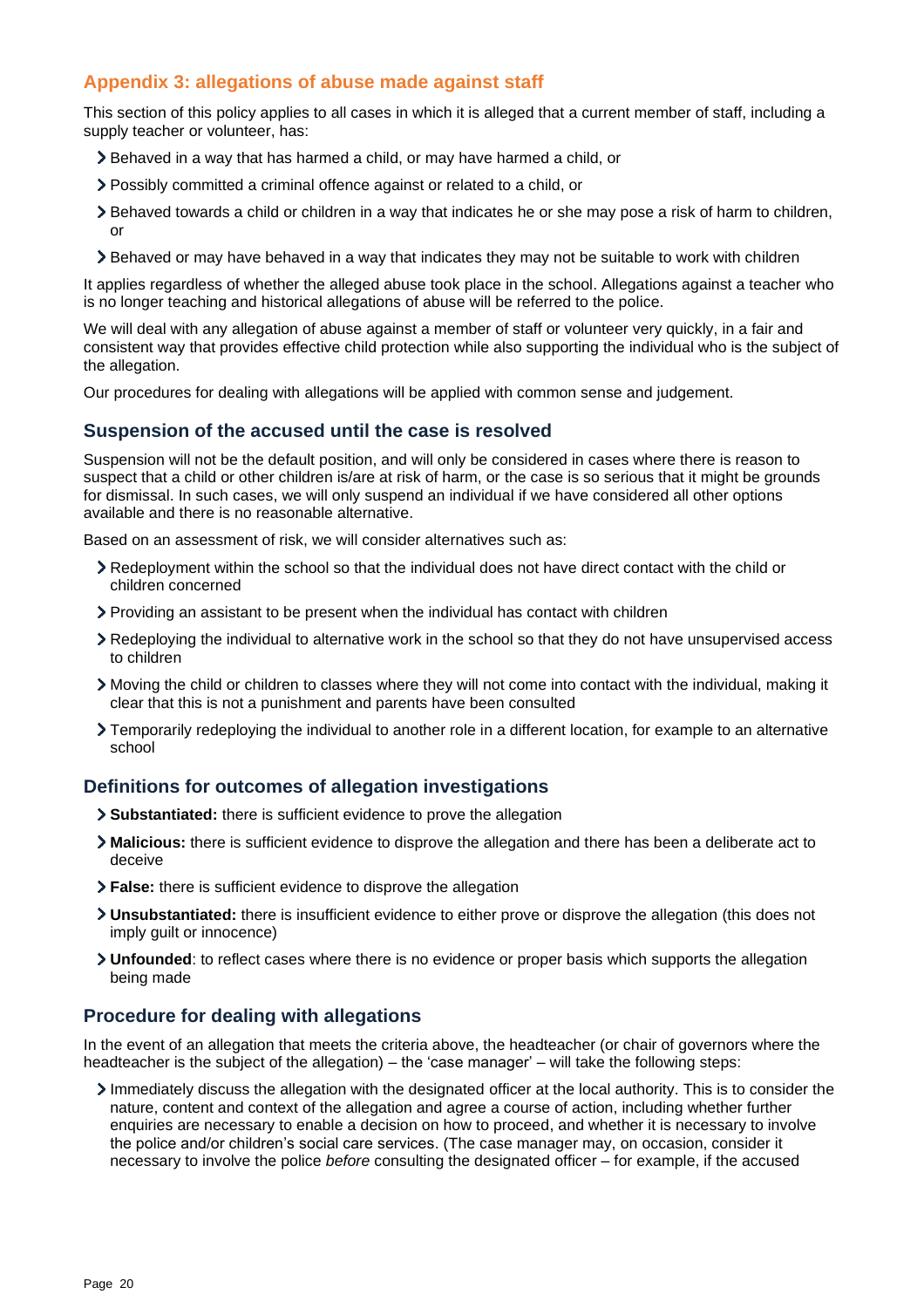## Appendix 3: allegations of abuse made against staff

This section of this policy applies to all cases in which it is alleged that a current member of staff, including a supply teacher or volunteer, has:

- Behaved in a way that has harmed a child, or may have harmed a child, or
- Possibly committed a criminal offence against or related to a child, or
- Behaved towards a child or children in a way that indicates he or she may pose a risk of harm to children, or
- Behaved or may have behaved in a way that indicates they may not be suitable to work with children

It applies regardless of whether the alleged abuse took place in the school. Allegations against a teacher who is no longer teaching and historical allegations of abuse will be referred to the police.

We will deal with any allegation of abuse against a member of staff or volunteer very quickly, in a fair and consistent way that provides effective child protection while also supporting the individual who is the subject of the allegation.

Our procedures for dealing with allegations will be applied with common sense and judgement.

### Suspension of the accused until the case is resolved

Suspension will not be the default position, and will only be considered in cases where there is reason to suspect that a child or other children is/are at risk of harm, or the case is so serious that it might be grounds for dismissal. In such cases, we will only suspend an individual if we have considered all other options available and there is no reasonable alternative.

Based on an assessment of risk, we will consider alternatives such as:

- Redeployment within the school so that the individual does not have direct contact with the child or children concerned
- Providing an assistant to be present when the individual has contact with children
- Redeploying the individual to alternative work in the school so that they do not have unsupervised access to children
- Moving the child or children to classes where they will not come into contact with the individual, making it clear that this is not a punishment and parents have been consulted
- Temporarily redeploying the individual to another role in a different location, for example to an alternative school

### Definitions for outcomes of allegation investigations

- **Substantiated:** there is sufficient evidence to prove the allegation
- **Malicious:** there is sufficient evidence to disprove the allegation and there has been a deliberate act to deceive
- **False:** there is sufficient evidence to disprove the allegation
- **Unsubstantiated:** there is insufficient evidence to either prove or disprove the allegation (this does not imply guilt or innocence)
- **Unfounded**: to reflect cases where there is no evidence or proper basis which supports the allegation being made

### Procedure for dealing with allegations

In the event of an allegation that meets the criteria above, the headteacher (or chair of governors where the headteacher is the subject of the allegation) – the 'case manager' – will take the following steps:

- Immediately discuss the allegation with the designated officer at the local authority. This is to consider the nature, content and context of the allegation and agree a course of action, including whether further enquiries are necessary to enable a decision on how to proceed, and whether it is necessary to involve the police and/or children's social care services. (The case manager may, on occasion, consider it necessary to involve the police *before* consulting the designated officer – for example, if the accused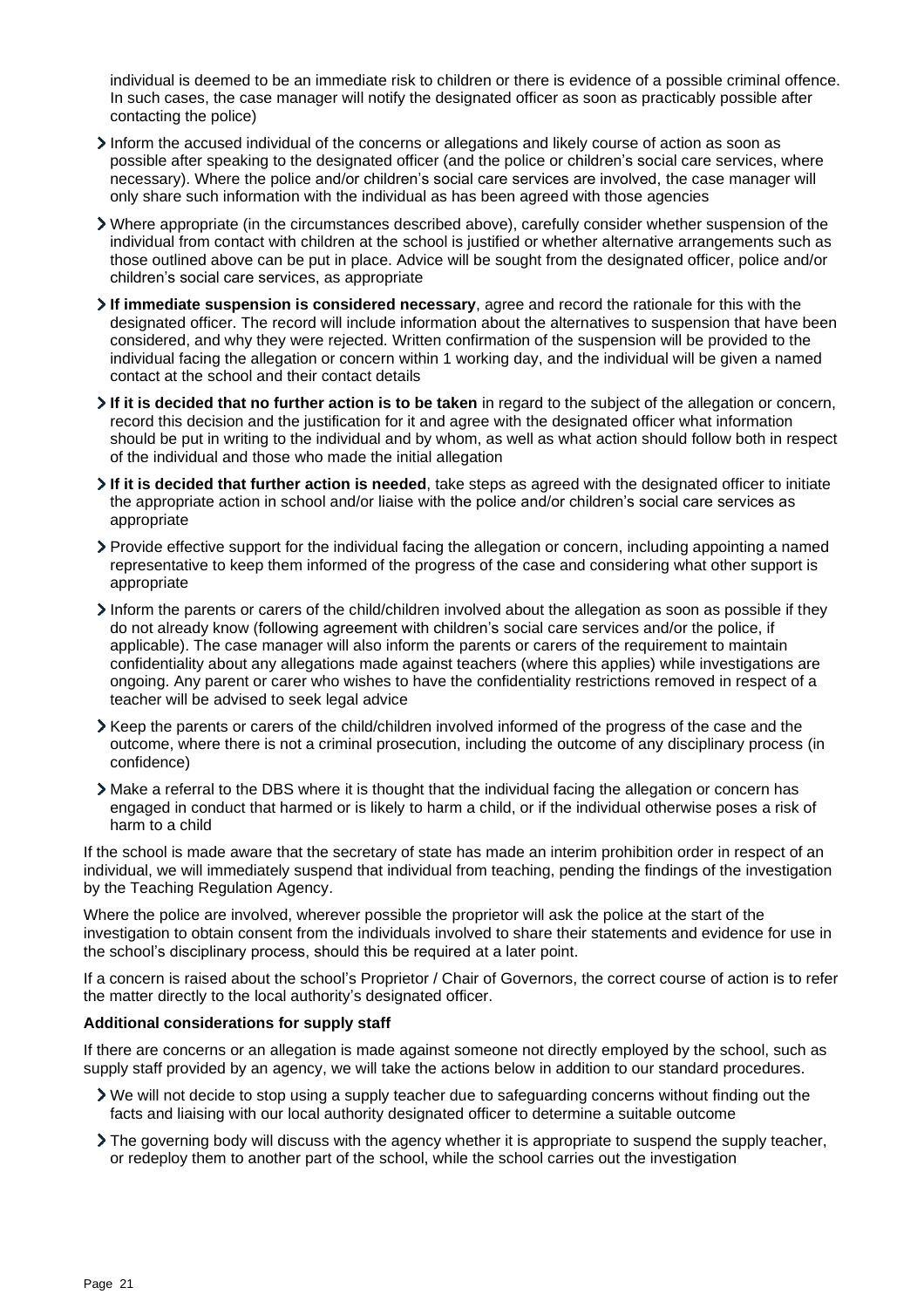individual is deemed to be an immediate risk to children or there is evidence of a possible criminal offence. In such cases, the case manager will notify the designated officer as soon as practicably possible after contacting the police)

- Inform the accused individual of the concerns or allegations and likely course of action as soon as possible after speaking to the designated officer (and the police or children's social care services, where necessary). Where the police and/or children's social care services are involved, the case manager will only share such information with the individual as has been agreed with those agencies
- Where appropriate (in the circumstances described above), carefully consider whether suspension of the individual from contact with children at the school is justified or whether alternative arrangements such as those outlined above can be put in place. Advice will be sought from the designated officer, police and/or children's social care services, as appropriate
- **If immediate suspension is considered necessary**, agree and record the rationale for this with the designated officer. The record will include information about the alternatives to suspension that have been considered, and why they were rejected. Written confirmation of the suspension will be provided to the individual facing the allegation or concern within 1 working day, and the individual will be given a named contact at the school and their contact details
- **If it is decided that no further action is to be taken** in regard to the subject of the allegation or concern, record this decision and the justification for it and agree with the designated officer what information should be put in writing to the individual and by whom, as well as what action should follow both in respect of the individual and those who made the initial allegation
- **If it is decided that further action is needed**, take steps as agreed with the designated officer to initiate the appropriate action in school and/or liaise with the police and/or children's social care services as appropriate
- Provide effective support for the individual facing the allegation or concern, including appointing a named representative to keep them informed of the progress of the case and considering what other support is appropriate
- Inform the parents or carers of the child/children involved about the allegation as soon as possible if they do not already know (following agreement with children's social care services and/or the police, if applicable). The case manager will also inform the parents or carers of the requirement to maintain confidentiality about any allegations made against teachers (where this applies) while investigations are ongoing. Any parent or carer who wishes to have the confidentiality restrictions removed in respect of a teacher will be advised to seek legal advice
- Keep the parents or carers of the child/children involved informed of the progress of the case and the outcome, where there is not a criminal prosecution, including the outcome of any disciplinary process (in confidence)
- Make a referral to the DBS where it is thought that the individual facing the allegation or concern has engaged in conduct that harmed or is likely to harm a child, or if the individual otherwise poses a risk of harm to a child

If the school is made aware that the secretary of state has made an interim prohibition order in respect of an individual, we will immediately suspend that individual from teaching, pending the findings of the investigation by the Teaching Regulation Agency.

Where the police are involved, wherever possible the proprietor will ask the police at the start of the investigation to obtain consent from the individuals involved to share their statements and evidence for use in the school's disciplinary process, should this be required at a later point.

If a concern is raised about the school's Proprietor / Chair of Governors, the correct course of action is to refer the matter directly to the local authority's designated officer.

**Additional considerations for supply staff**

If there are concerns or an allegation is made against someone not directly employed by the school, such as supply staff provided by an agency, we will take the actions below in addition to our standard procedures.

- We will not decide to stop using a supply teacher due to safeguarding concerns without finding out the facts and liaising with our local authority designated officer to determine a suitable outcome
- The governing body will discuss with the agency whether it is appropriate to suspend the supply teacher, or redeploy them to another part of the school, while the school carries out the investigation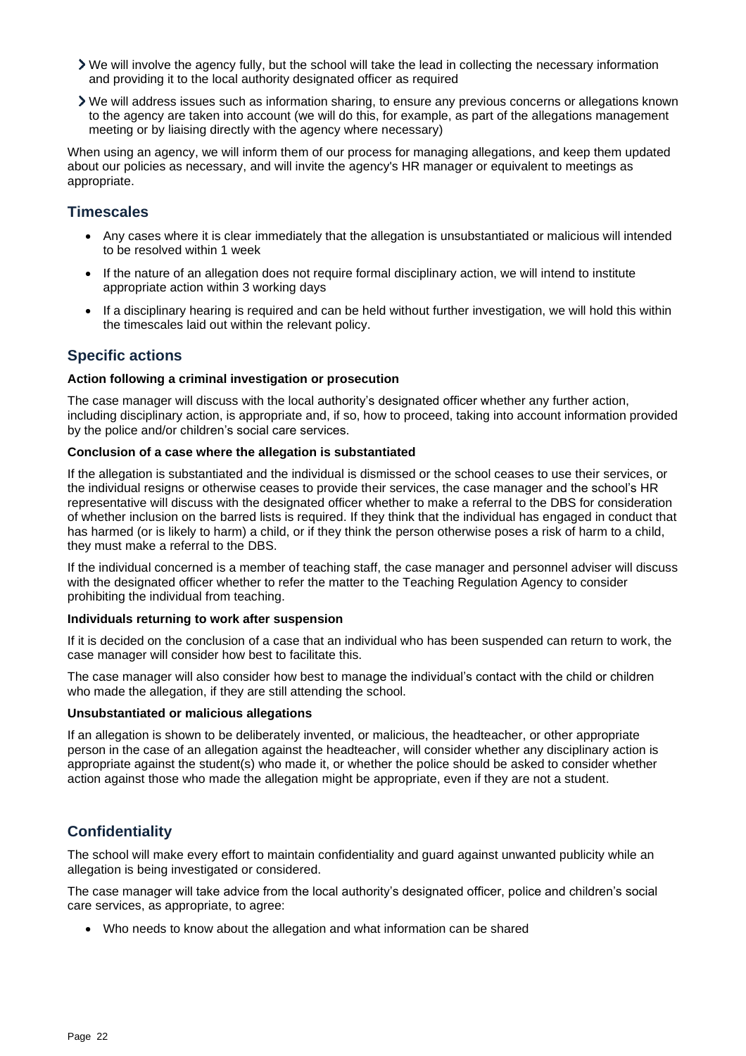- We will involve the agency fully, but the school will take the lead in collecting the necessary information and providing it to the local authority designated officer as required
- We will address issues such as information sharing, to ensure any previous concerns or allegations known to the agency are taken into account (we will do this, for example, as part of the allegations management meeting or by liaising directly with the agency where necessary)

When using an agency, we will inform them of our process for managing allegations, and keep them updated about our policies as necessary, and will invite the agency's HR manager or equivalent to meetings as appropriate.

## Timescales

- Any cases where it is clear immediately that the allegation is unsubstantiated or malicious will intended to be resolved within 1 week
- If the nature of an allegation does not require formal disciplinary action, we will intend to institute appropriate action within 3 working days
- If a disciplinary hearing is required and can be held without further investigation, we will hold this within the timescales laid out within the relevant policy.

## Specific actions

**Action following a criminal investigation or prosecution**

The case manager will discuss with the local authority's designated officer whether any further action, including disciplinary action, is appropriate and, if so, how to proceed, taking into account information provided by the police and/or children's social care services.

**Conclusion of a case where the allegation is substantiated**

If the allegation is substantiated and the individual is dismissed or the school ceases to use their services, or the individual resigns or otherwise ceases to provide their services, the case manager and the school's HR representative will discuss with the designated officer whether to make a referral to the DBS for consideration of whether inclusion on the barred lists is required. If they think that the individual has engaged in conduct that has harmed (or is likely to harm) a child, or if they think the person otherwise poses a risk of harm to a child, they must make a referral to the DBS.

If the individual concerned is a member of teaching staff, the case manager and personnel adviser will discuss with the designated officer whether to refer the matter to the Teaching Regulation Agency to consider prohibiting the individual from teaching.

**Individuals returning to work after suspension**

If it is decided on the conclusion of a case that an individual who has been suspended can return to work, the case manager will consider how best to facilitate this.

The case manager will also consider how best to manage the individual's contact with the child or children who made the allegation, if they are still attending the school.

**Unsubstantiated or malicious allegations**

If an allegation is shown to be deliberately invented, or malicious, the headteacher, or other appropriate person in the case of an allegation against the headteacher, will consider whether any disciplinary action is appropriate against the student(s) who made it, or whether the police should be asked to consider whether action against those who made the allegation might be appropriate, even if they are not a student.

## Confidentiality

The school will make every effort to maintain confidentiality and guard against unwanted publicity while an allegation is being investigated or considered.

The case manager will take advice from the local authority's designated officer, police and children's social care services, as appropriate, to agree:

- Who needs to know about the allegation and what information can be shared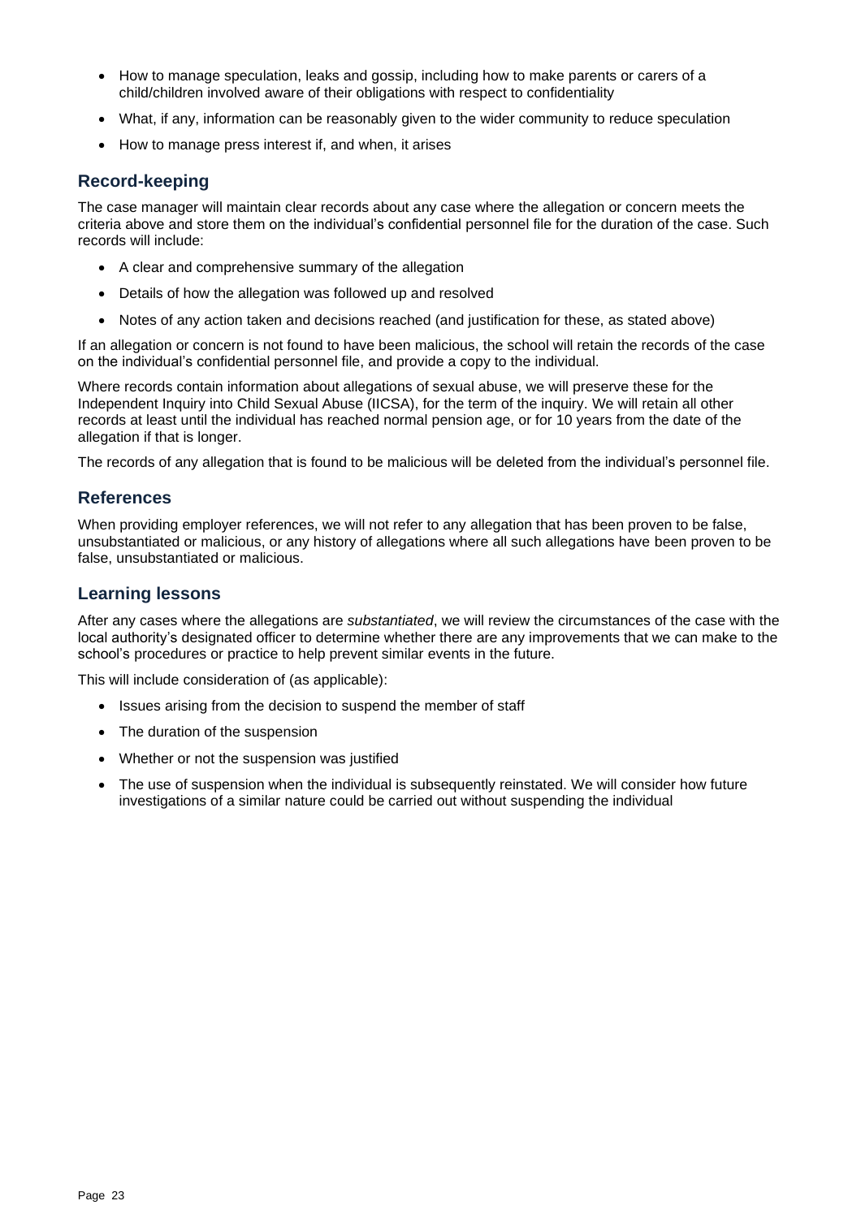- How to manage speculation, leaks and gossip, including how to make parents or carers of a child/children involved aware of their obligations with respect to confidentiality
- What, if any, information can be reasonably given to the wider community to reduce speculation
- How to manage press interest if, and when, it arises

## Record-keeping

The case manager will maintain clear records about any case where the allegation or concern meets the criteria above and store them on the individual's confidential personnel file for the duration of the case. Such records will include:

- A clear and comprehensive summary of the allegation
- Details of how the allegation was followed up and resolved
- Notes of any action taken and decisions reached (and justification for these, as stated above)

If an allegation or concern is not found to have been malicious, the school will retain the records of the case on the individual's confidential personnel file, and provide a copy to the individual.

Where records contain information about allegations of sexual abuse, we will preserve these for the Independent Inquiry into Child Sexual Abuse (IICSA), for the term of the inquiry. We will retain all other records at least until the individual has reached normal pension age, or for 10 years from the date of the allegation if that is longer.

The records of any allegation that is found to be malicious will be deleted from the individual's personnel file.

## References

When providing employer references, we will not refer to any allegation that has been proven to be false, unsubstantiated or malicious, or any history of allegations where all such allegations have been proven to be false, unsubstantiated or malicious.

## Learning lessons

After any cases where the allegations are *substantiated*, we will review the circumstances of the case with the local authority's designated officer to determine whether there are any improvements that we can make to the school's procedures or practice to help prevent similar events in the future.

This will include consideration of (as applicable):

- Issues arising from the decision to suspend the member of staff
- The duration of the suspension
- Whether or not the suspension was justified
- The use of suspension when the individual is subsequently reinstated. We will consider how future investigations of a similar nature could be carried out without suspending the individual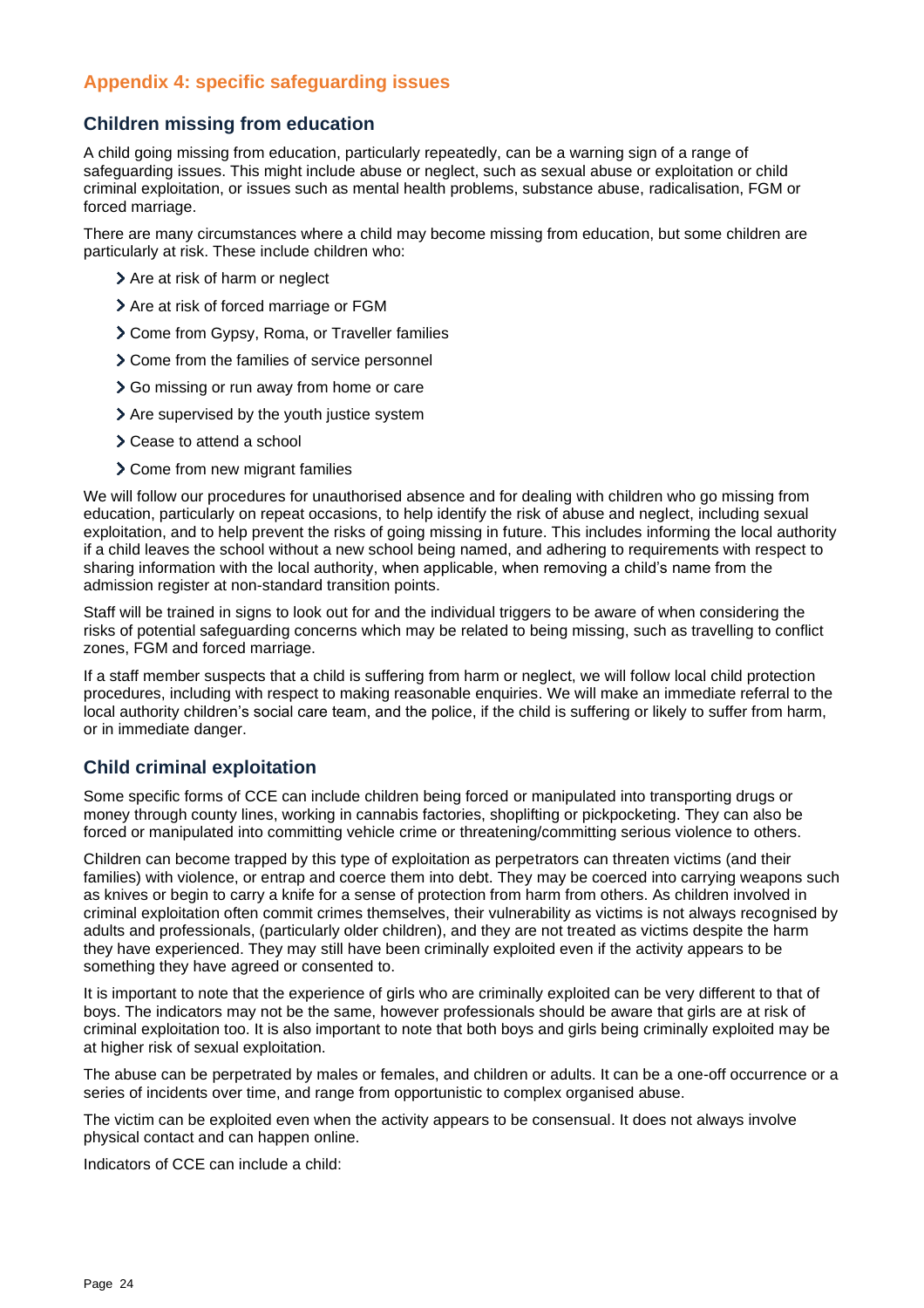## Appendix 4: specific safeguarding issues

### Children missing from education

A child going missing from education, particularly repeatedly, can be a warning sign of a range of safeguarding issues. This might include abuse or neglect, such as sexual abuse or exploitation or child criminal exploitation, or issues such as mental health problems, substance abuse, radicalisation, FGM or forced marriage.

There are many circumstances where a child may become missing from education, but some children are particularly at risk. These include children who:

- Are at risk of harm or neglect
- Are at risk of forced marriage or FGM
- Come from Gypsy, Roma, or Traveller families
- Come from the families of service personnel
- Go missing or run away from home or care
- Are supervised by the youth justice system
- Cease to attend a school
- Come from new migrant families

We will follow our procedures for unauthorised absence and for dealing with children who go missing from education, particularly on repeat occasions, to help identify the risk of abuse and neglect, including sexual exploitation, and to help prevent the risks of going missing in future. This includes informing the local authority if a child leaves the school without a new school being named, and adhering to requirements with respect to sharing information with the local authority, when applicable, when removing a child's name from the admission register at non-standard transition points.

Staff will be trained in signs to look out for and the individual triggers to be aware of when considering the risks of potential safeguarding concerns which may be related to being missing, such as travelling to conflict zones, FGM and forced marriage.

If a staff member suspects that a child is suffering from harm or neglect, we will follow local child protection procedures, including with respect to making reasonable enquiries. We will make an immediate referral to the local authority children's social care team, and the police, if the child is suffering or likely to suffer from harm, or in immediate danger.

### Child criminal exploitation

Some specific forms of CCE can include children being forced or manipulated into transporting drugs or money through county lines, working in cannabis factories, shoplifting or pickpocketing. They can also be forced or manipulated into committing vehicle crime or threatening/committing serious violence to others.

Children can become trapped by this type of exploitation as perpetrators can threaten victims (and their families) with violence, or entrap and coerce them into debt. They may be coerced into carrying weapons such as knives or begin to carry a knife for a sense of protection from harm from others. As children involved in criminal exploitation often commit crimes themselves, their vulnerability as victims is not always recognised by adults and professionals, (particularly older children), and they are not treated as victims despite the harm they have experienced. They may still have been criminally exploited even if the activity appears to be something they have agreed or consented to.

It is important to note that the experience of girls who are criminally exploited can be very different to that of boys. The indicators may not be the same, however professionals should be aware that girls are at risk of criminal exploitation too. It is also important to note that both boys and girls being criminally exploited may be at higher risk of sexual exploitation.

The abuse can be perpetrated by males or females, and children or adults. It can be a one-off occurrence or a series of incidents over time, and range from opportunistic to complex organised abuse.

The victim can be exploited even when the activity appears to be consensual. It does not always involve physical contact and can happen online.

Indicators of CCE can include a child: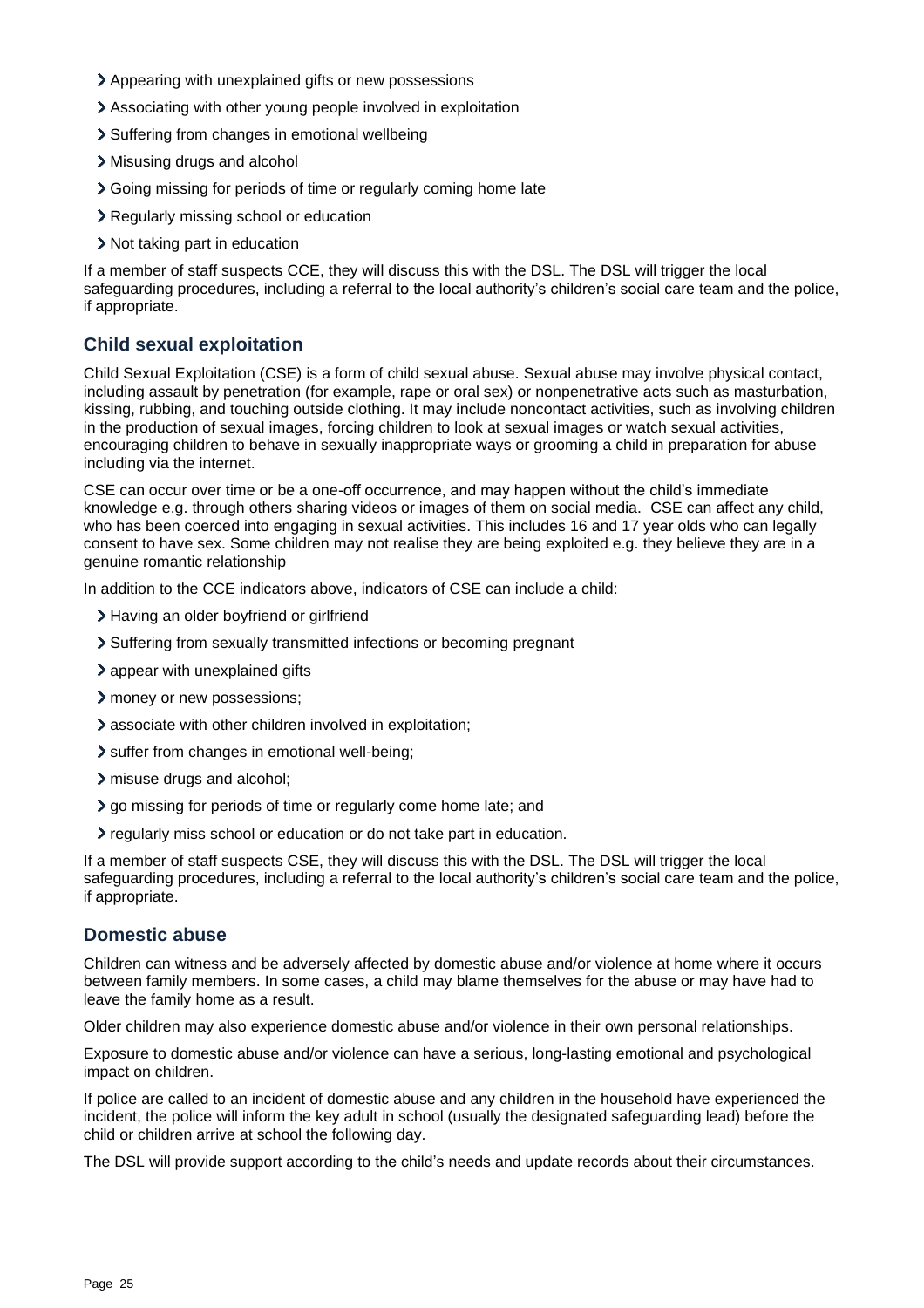- Appearing with unexplained gifts or new possessions
- Associating with other young people involved in exploitation
- Suffering from changes in emotional wellbeing
- Misusing drugs and alcohol
- Going missing for periods of time or regularly coming home late
- Regularly missing school or education
- Not taking part in education

If a member of staff suspects CCE, they will discuss this with the DSL. The DSL will trigger the local safeguarding procedures, including a referral to the local authority's children's social care team and the police, if appropriate.

### Child sexual exploitation

Child Sexual Exploitation (CSE) is a form of child sexual abuse. Sexual abuse may involve physical contact, including assault by penetration (for example, rape or oral sex) or nonpenetrative acts such as masturbation, kissing, rubbing, and touching outside clothing. It may include noncontact activities, such as involving children in the production of sexual images, forcing children to look at sexual images or watch sexual activities, encouraging children to behave in sexually inappropriate ways or grooming a child in preparation for abuse including via the internet.

CSE can occur over time or be a one-off occurrence, and may happen without the child's immediate knowledge e.g. through others sharing videos or images of them on social media. CSE can affect any child, who has been coerced into engaging in sexual activities. This includes 16 and 17 year olds who can legally consent to have sex. Some children may not realise they are being exploited e.g. they believe they are in a genuine romantic relationship

In addition to the CCE indicators above, indicators of CSE can include a child:

- Having an older boyfriend or girlfriend
- Suffering from sexually transmitted infections or becoming pregnant
- appear with unexplained gifts
- money or new possessions;
- associate with other children involved in exploitation;
- suffer from changes in emotional well-being;
- misuse drugs and alcohol;
- go missing for periods of time or regularly come home late; and
- regularly miss school or education or do not take part in education.

If a member of staff suspects CSE, they will discuss this with the DSL. The DSL will trigger the local safeguarding procedures, including a referral to the local authority's children's social care team and the police, if appropriate.

### Domestic abuse

Children can witness and be adversely affected by domestic abuse and/or violence at home where it occurs between family members. In some cases, a child may blame themselves for the abuse or may have had to leave the family home as a result.

Older children may also experience domestic abuse and/or violence in their own personal relationships.

Exposure to domestic abuse and/or violence can have a serious, long-lasting emotional and psychological impact on children.

If police are called to an incident of domestic abuse and any children in the household have experienced the incident, the police will inform the key adult in school (usually the designated safeguarding lead) before the child or children arrive at school the following day.

The DSL will provide support according to the child's needs and update records about their circumstances.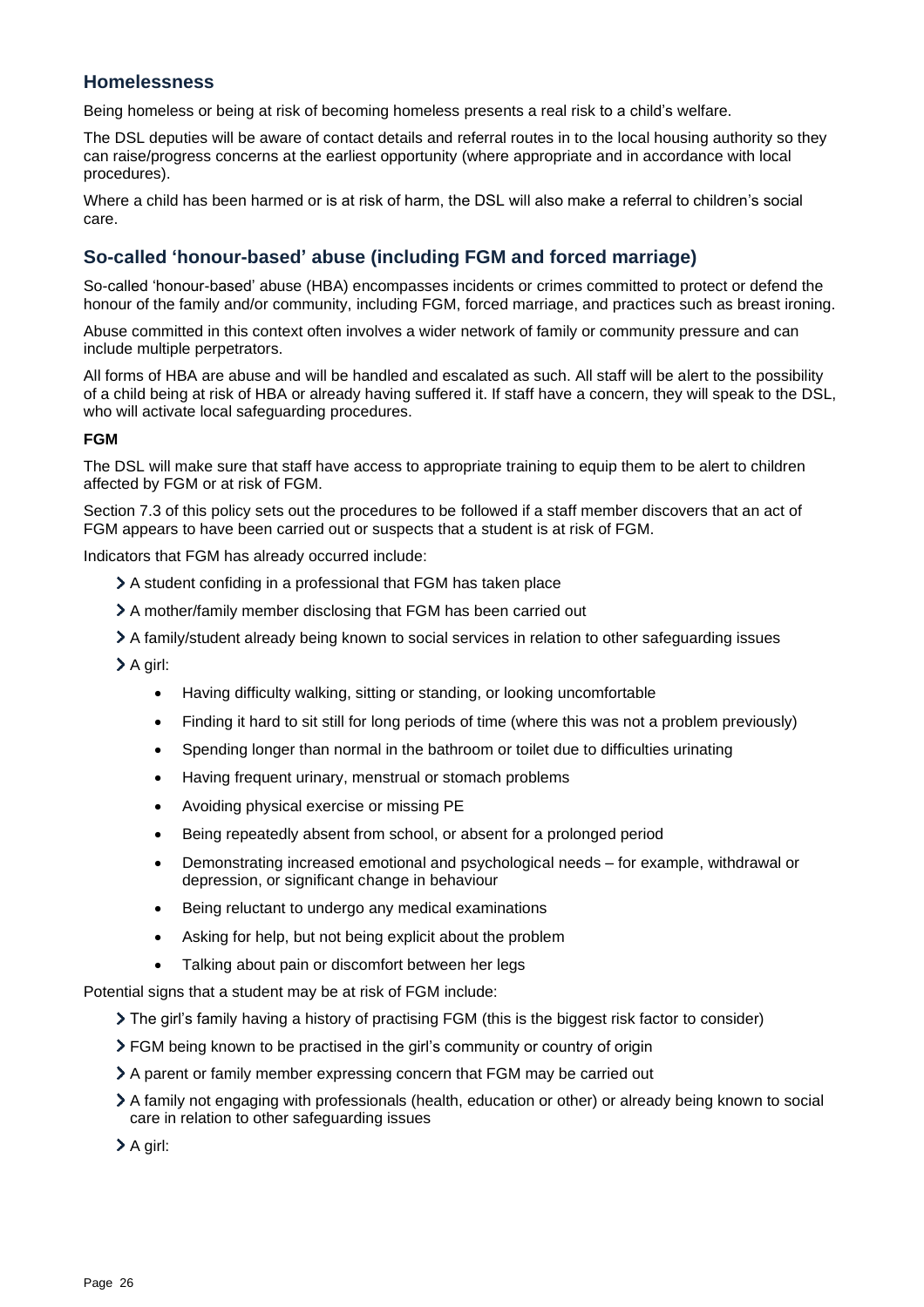## Homelessness

Being homeless or being at risk of becoming homeless presents a real risk to a child's welfare.

The DSL deputies will be aware of contact details and referral routes in to the local housing authority so they can raise/progress concerns at the earliest opportunity (where appropriate and in accordance with local procedures).

Where a child has been harmed or is at risk of harm, the DSL will also make a referral to children's social care.

## So-called 'honour-based' abuse (including FGM and forced marriage)

So-called 'honour-based' abuse (HBA) encompasses incidents or crimes committed to protect or defend the honour of the family and/or community, including FGM, forced marriage, and practices such as breast ironing.

Abuse committed in this context often involves a wider network of family or community pressure and can include multiple perpetrators.

All forms of HBA are abuse and will be handled and escalated as such. All staff will be alert to the possibility of a child being at risk of HBA or already having suffered it. If staff have a concern, they will speak to the DSL, who will activate local safeguarding procedures.

**FGM**

The DSL will make sure that staff have access to appropriate training to equip them to be alert to children affected by FGM or at risk of FGM.

Section 7.3 of this policy sets out the procedures to be followed if a staff member discovers that an act of FGM appears to have been carried out or suspects that a student is at risk of FGM.

Indicators that FGM has already occurred include:

- A student confiding in a professional that FGM has taken place
- A mother/family member disclosing that FGM has been carried out
- A family/student already being known to social services in relation to other safeguarding issues
- A girl:
    - Having difficulty walking, sitting or standing, or looking uncomfortable
    - Finding it hard to sit still for long periods of time (where this was not a problem previously)
    - Spending longer than normal in the bathroom or toilet due to difficulties urinating
    - Having frequent urinary, menstrual or stomach problems
    - Avoiding physical exercise or missing PE
    - Being repeatedly absent from school, or absent for a prolonged period
    - Demonstrating increased emotional and psychological needs – for example, withdrawal or depression, or significant change in behaviour
    - Being reluctant to undergo any medical examinations
    - Asking for help, but not being explicit about the problem
    - Talking about pain or discomfort between her legs

Potential signs that a student may be at risk of FGM include:

- The girl's family having a history of practising FGM (this is the biggest risk factor to consider)
- FGM being known to be practised in the girl's community or country of origin
- A parent or family member expressing concern that FGM may be carried out
- A family not engaging with professionals (health, education or other) or already being known to social care in relation to other safeguarding issues
- A girl: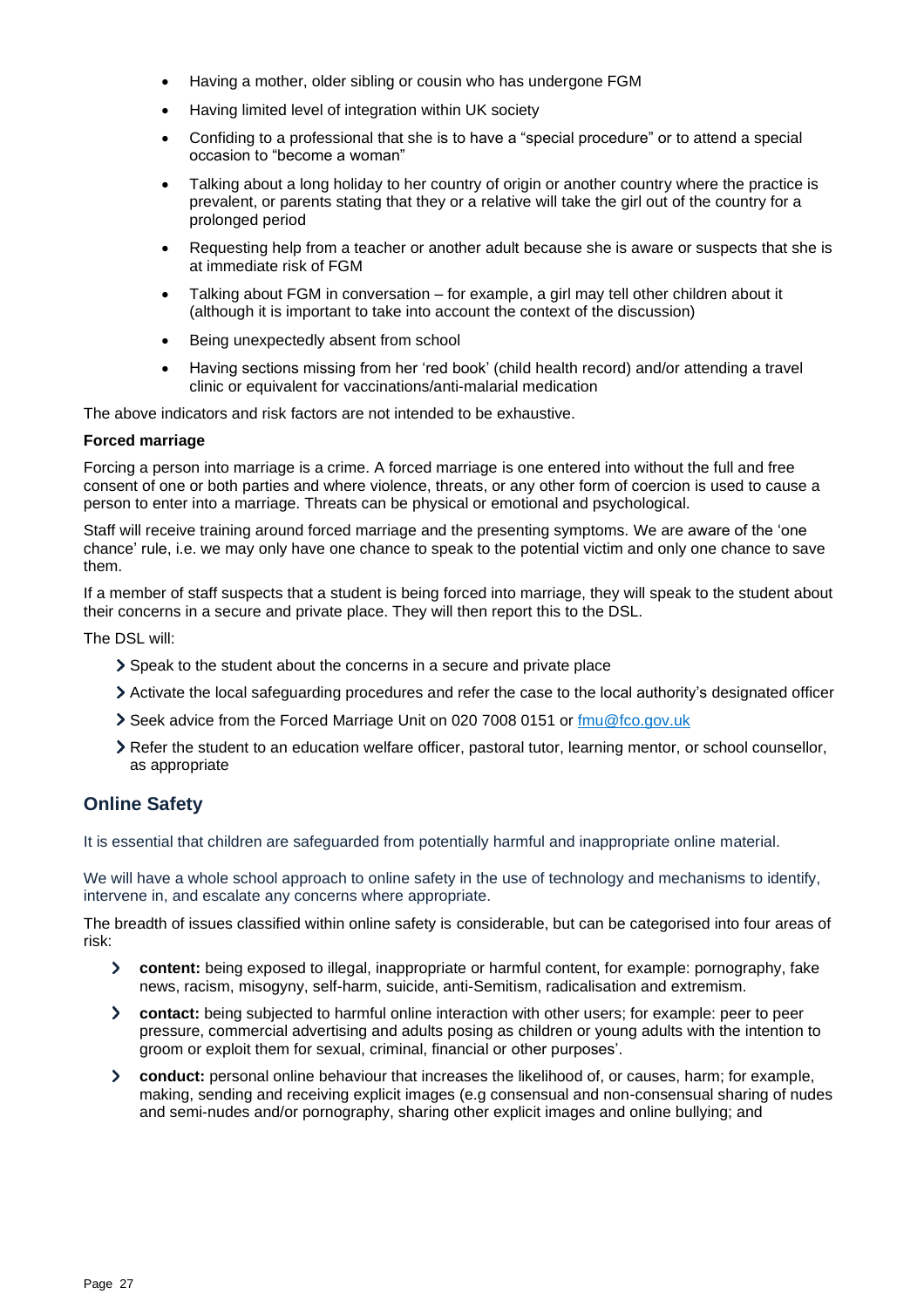- Having a mother, older sibling or cousin who has undergone FGM
- Having limited level of integration within UK society
- Confiding to a professional that she is to have a "special procedure" or to attend a special occasion to "become a woman"
- Talking about a long holiday to her country of origin or another country where the practice is prevalent, or parents stating that they or a relative will take the girl out of the country for a prolonged period
- Requesting help from a teacher or another adult because she is aware or suspects that she is at immediate risk of FGM
- Talking about FGM in conversation – for example, a girl may tell other children about it (although it is important to take into account the context of the discussion)
- Being unexpectedly absent from school
- Having sections missing from her 'red book' (child health record) and/or attending a travel clinic or equivalent for vaccinations/anti-malarial medication

The above indicators and risk factors are not intended to be exhaustive.

**Forced marriage**

Forcing a person into marriage is a crime. A forced marriage is one entered into without the full and free consent of one or both parties and where violence, threats, or any other form of coercion is used to cause a person to enter into a marriage. Threats can be physical or emotional and psychological.

Staff will receive training around forced marriage and the presenting symptoms. We are aware of the 'one chance' rule, i.e. we may only have one chance to speak to the potential victim and only one chance to save them.

If a member of staff suspects that a student is being forced into marriage, they will speak to the student about their concerns in a secure and private place. They will then report this to the DSL.

The DSL will:

- Speak to the student about the concerns in a secure and private place
- Activate the local safeguarding procedures and refer the case to the local authority's designated officer
- Seek advice from the Forced Marriage Unit on 020 7008 0151 or fmu@fco.gov.uk
- Refer the student to an education welfare officer, pastoral tutor, learning mentor, or school counsellor, as appropriate

## Online Safety

It is essential that children are safeguarded from potentially harmful and inappropriate online material.

We will have a whole school approach to online safety in the use of technology and mechanisms to identify, intervene in, and escalate any concerns where appropriate.

The breadth of issues classified within online safety is considerable, but can be categorised into four areas of risk:

- **content:** being exposed to illegal, inappropriate or harmful content, for example: pornography, fake news, racism, misogyny, self-harm, suicide, anti-Semitism, radicalisation and extremism.
- **contact:** being subjected to harmful online interaction with other users; for example: peer to peer pressure, commercial advertising and adults posing as children or young adults with the intention to groom or exploit them for sexual, criminal, financial or other purposes'.
- **conduct:** personal online behaviour that increases the likelihood of, or causes, harm; for example, making, sending and receiving explicit images (e.g consensual and non-consensual sharing of nudes and semi-nudes and/or pornography, sharing other explicit images and online bullying; and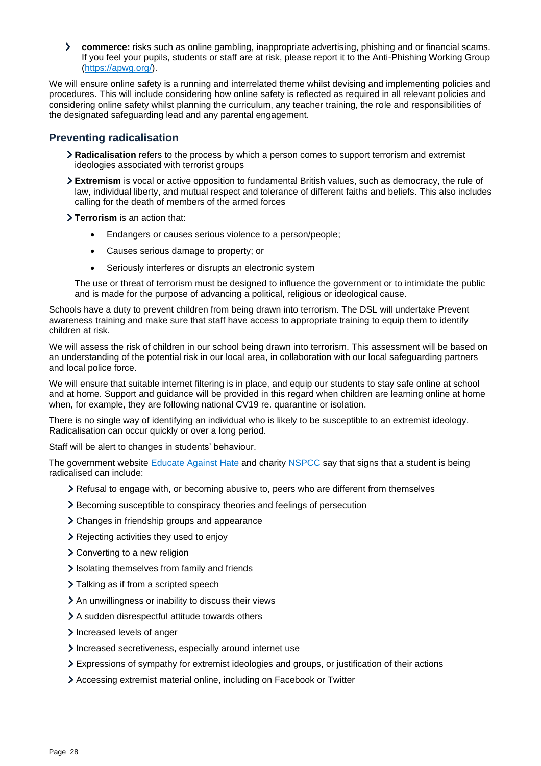- **commerce:** risks such as online gambling, inappropriate advertising, phishing and or financial scams. If you feel your pupils, students or staff are at risk, please report it to the Anti-Phishing Working Group (https://apwg.org/).

We will ensure online safety is a running and interrelated theme whilst devising and implementing policies and procedures. This will include considering how online safety is reflected as required in all relevant policies and considering online safety whilst planning the curriculum, any teacher training, the role and responsibilities of the designated safeguarding lead and any parental engagement.

## Preventing radicalisation

- **Radicalisation** refers to the process by which a person comes to support terrorism and extremist ideologies associated with terrorist groups
- **Extremism** is vocal or active opposition to fundamental British values, such as democracy, the rule of law, individual liberty, and mutual respect and tolerance of different faiths and beliefs. This also includes calling for the death of members of the armed forces
- **Terrorism** is an action that:
  - Endangers or causes serious violence to a person/people;
  - Causes serious damage to property; or
  - Seriously interferes or disrupts an electronic system

  The use or threat of terrorism must be designed to influence the government or to intimidate the public and is made for the purpose of advancing a political, religious or ideological cause.

Schools have a duty to prevent children from being drawn into terrorism. The DSL will undertake Prevent awareness training and make sure that staff have access to appropriate training to equip them to identify children at risk.

We will assess the risk of children in our school being drawn into terrorism. This assessment will be based on an understanding of the potential risk in our local area, in collaboration with our local safeguarding partners and local police force.

We will ensure that suitable internet filtering is in place, and equip our students to stay safe online at school and at home. Support and guidance will be provided in this regard when children are learning online at home when, for example, they are following national CV19 re. quarantine or isolation.

There is no single way of identifying an individual who is likely to be susceptible to an extremist ideology. Radicalisation can occur quickly or over a long period.

Staff will be alert to changes in students' behaviour.

The government website Educate Against Hate and charity NSPCC say that signs that a student is being radicalised can include:

- Refusal to engage with, or becoming abusive to, peers who are different from themselves
- Becoming susceptible to conspiracy theories and feelings of persecution
- Changes in friendship groups and appearance
- Rejecting activities they used to enjoy
- Converting to a new religion
- Isolating themselves from family and friends
- Talking as if from a scripted speech
- An unwillingness or inability to discuss their views
- A sudden disrespectful attitude towards others
- Increased levels of anger
- Increased secretiveness, especially around internet use
- Expressions of sympathy for extremist ideologies and groups, or justification of their actions
- Accessing extremist material online, including on Facebook or Twitter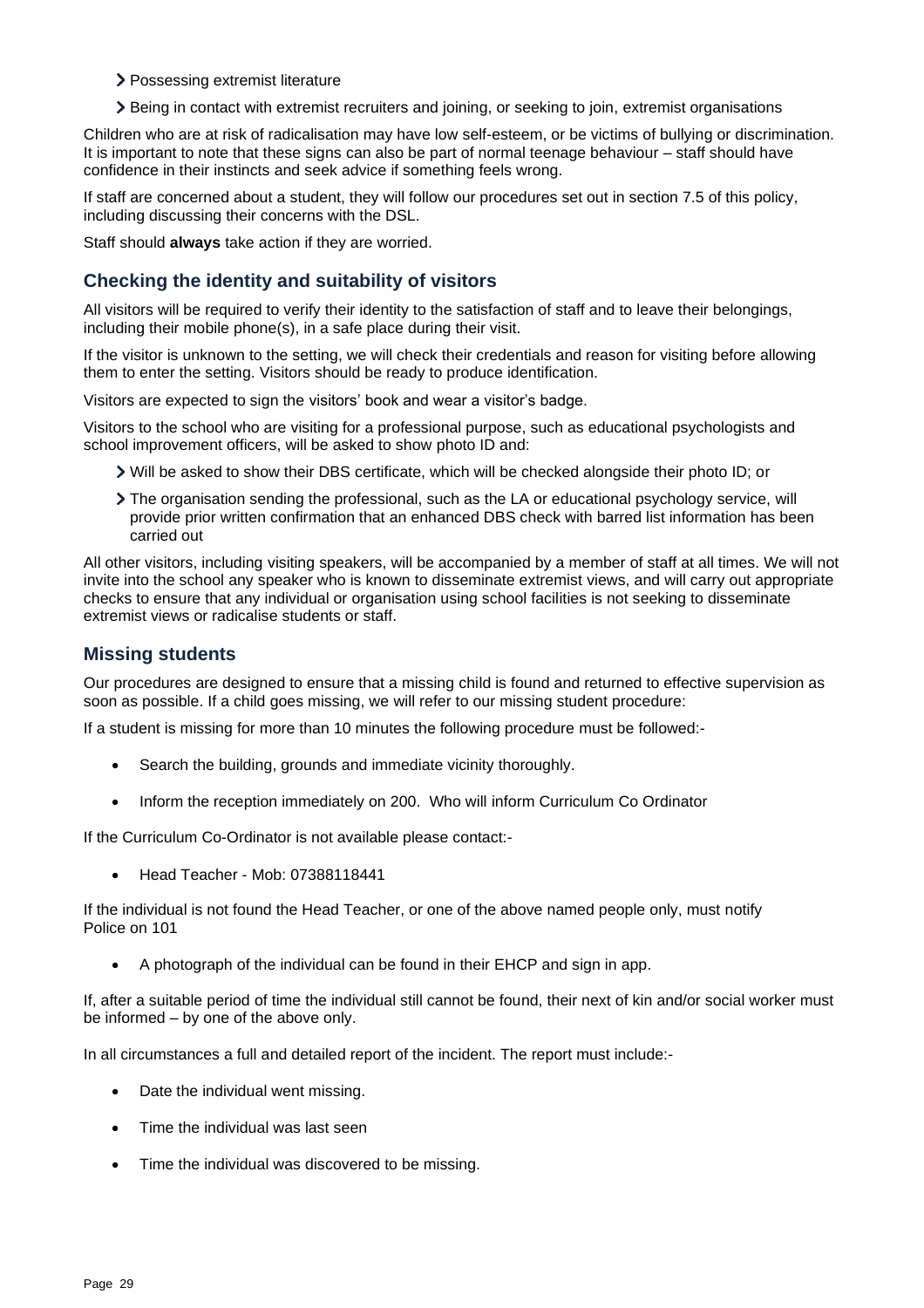- Possessing extremist literature
- Being in contact with extremist recruiters and joining, or seeking to join, extremist organisations

Children who are at risk of radicalisation may have low self-esteem, or be victims of bullying or discrimination. It is important to note that these signs can also be part of normal teenage behaviour – staff should have confidence in their instincts and seek advice if something feels wrong.

If staff are concerned about a student, they will follow our procedures set out in section 7.5 of this policy, including discussing their concerns with the DSL.

Staff should **always** take action if they are worried.

### Checking the identity and suitability of visitors

All visitors will be required to verify their identity to the satisfaction of staff and to leave their belongings, including their mobile phone(s), in a safe place during their visit.

If the visitor is unknown to the setting, we will check their credentials and reason for visiting before allowing them to enter the setting. Visitors should be ready to produce identification.

Visitors are expected to sign the visitors' book and wear a visitor's badge.

Visitors to the school who are visiting for a professional purpose, such as educational psychologists and school improvement officers, will be asked to show photo ID and:

- Will be asked to show their DBS certificate, which will be checked alongside their photo ID; or
- The organisation sending the professional, such as the LA or educational psychology service, will provide prior written confirmation that an enhanced DBS check with barred list information has been carried out

All other visitors, including visiting speakers, will be accompanied by a member of staff at all times. We will not invite into the school any speaker who is known to disseminate extremist views, and will carry out appropriate checks to ensure that any individual or organisation using school facilities is not seeking to disseminate extremist views or radicalise students or staff.

### Missing students

Our procedures are designed to ensure that a missing child is found and returned to effective supervision as soon as possible. If a child goes missing, we will refer to our missing student procedure:

If a student is missing for more than 10 minutes the following procedure must be followed:-

- Search the building, grounds and immediate vicinity thoroughly.
- Inform the reception immediately on 200. Who will inform Curriculum Co Ordinator

If the Curriculum Co-Ordinator is not available please contact:-

- Head Teacher - Mob: 07388118441

If the individual is not found the Head Teacher, or one of the above named people only, must notify Police on 101

- A photograph of the individual can be found in their EHCP and sign in app.

If, after a suitable period of time the individual still cannot be found, their next of kin and/or social worker must be informed – by one of the above only.

In all circumstances a full and detailed report of the incident. The report must include:-

- Date the individual went missing.
- Time the individual was last seen
- Time the individual was discovered to be missing.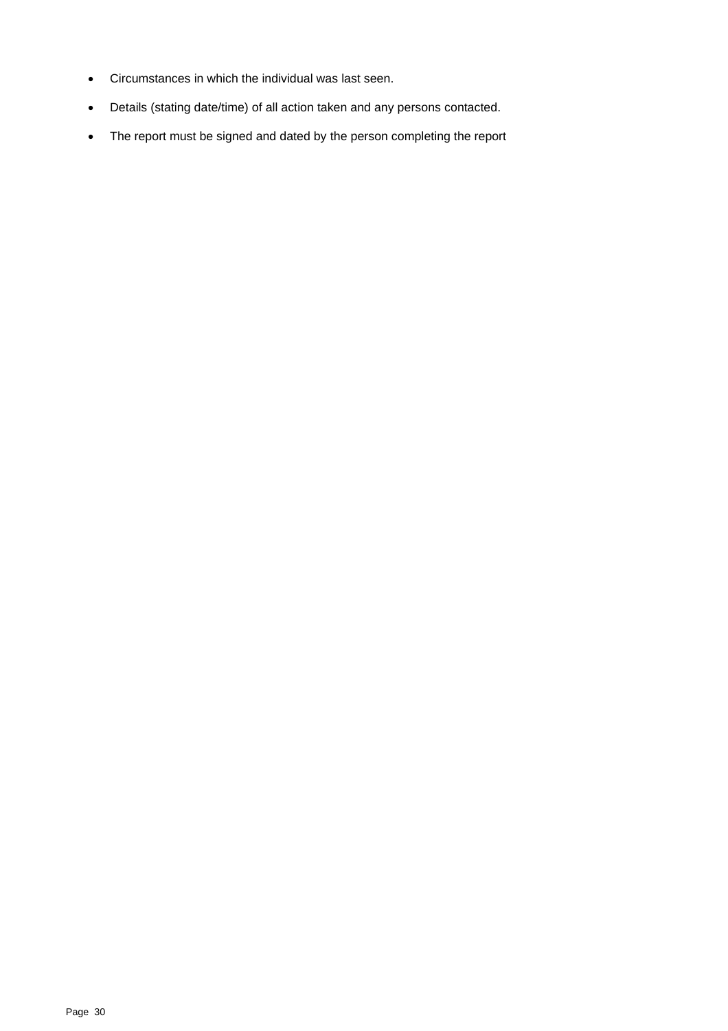- Circumstances in which the individual was last seen.
- Details (stating date/time) of all action taken and any persons contacted.
- The report must be signed and dated by the person completing the report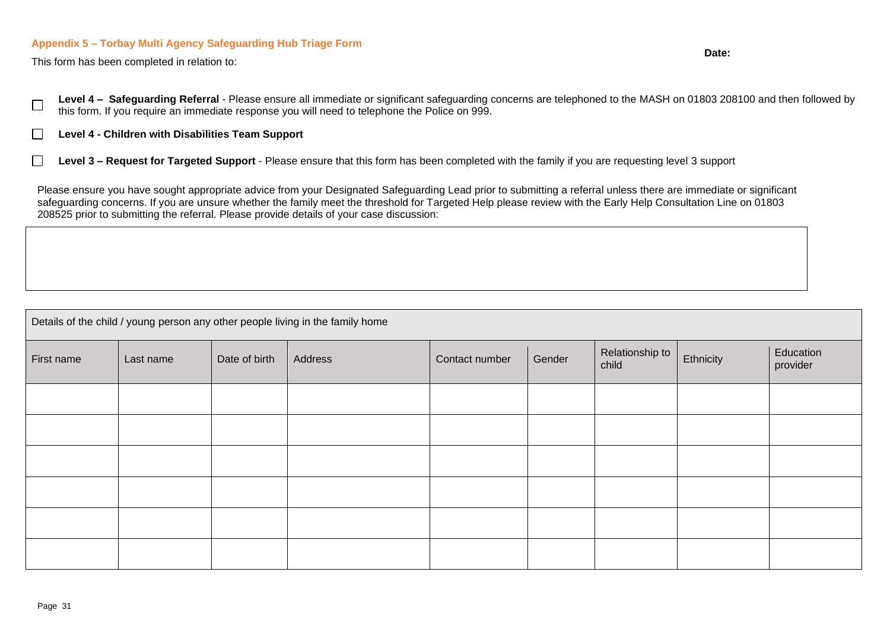### Appendix 5 – Torbay Multi Agency Safeguarding Hub Triage Form

**Date:**

This form has been completed in relation to:

- ☐ **Level 4 – Safeguarding Referral** - Please ensure all immediate or significant safeguarding concerns are telephoned to the MASH on 01803 208100 and then followed by this form. If you require an immediate response you will need to telephone the Police on 999.
- ☐ **Level 4 - Children with Disabilities Team Support**
- ☐ **Level 3 – Request for Targeted Support** - Please ensure that this form has been completed with the family if you are requesting level 3 support

Please ensure you have sought appropriate advice from your Designated Safeguarding Lead prior to submitting a referral unless there are immediate or significant safeguarding concerns. If you are unsure whether the family meet the threshold for Targeted Help please review with the Early Help Consultation Line on 01803 208525 prior to submitting the referral. Please provide details of your case discussion:

| |
|---|
| |

| Details of the child / young person any other people living in the family home | | | | | | | | |
|---|---|---|---|---|---|---|---|---|
| First name | Last name | Date of birth | Address | Contact number | Gender | Relationship to child | Ethnicity | Education provider |
| | | | | | | | | |
| | | | | | | | | |
| | | | | | | | | |
| | | | | | | | | |
| | | | | | | | | |
| | | | | | | | | |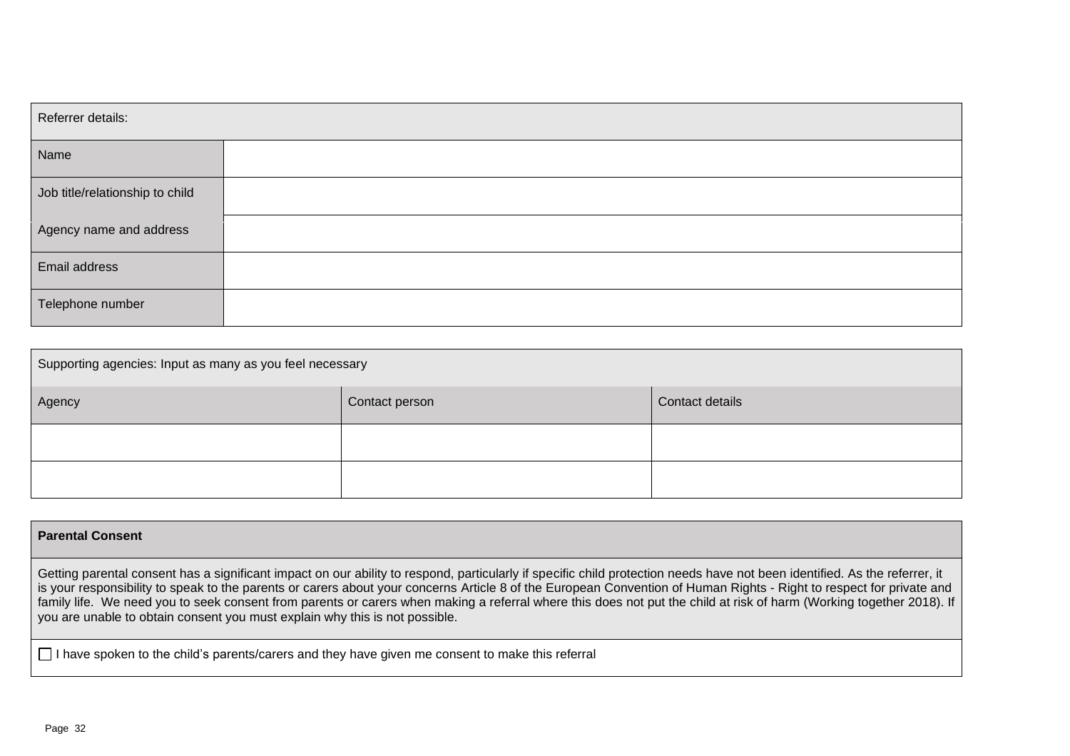| Referrer details: | |
|---|---|
| Name | |
| Job title/relationship to child | |
| Agency name and address | |
| Email address | |
| Telephone number | |

| Supporting agencies: Input as many as you feel necessary | | |
|---|---|---|
| Agency | Contact person | Contact details |
| | | |
| | | |

| **Parental Consent** |
|---|
| Getting parental consent has a significant impact on our ability to respond, particularly if specific child protection needs have not been identified. As the referrer, it is your responsibility to speak to the parents or carers about your concerns Article 8 of the European Convention of Human Rights - Right to respect for private and family life. We need you to seek consent from parents or carers when making a referral where this does not put the child at risk of harm (Working together 2018). If you are unable to obtain consent you must explain why this is not possible. |
| ☐ I have spoken to the child's parents/carers and they have given me consent to make this referral |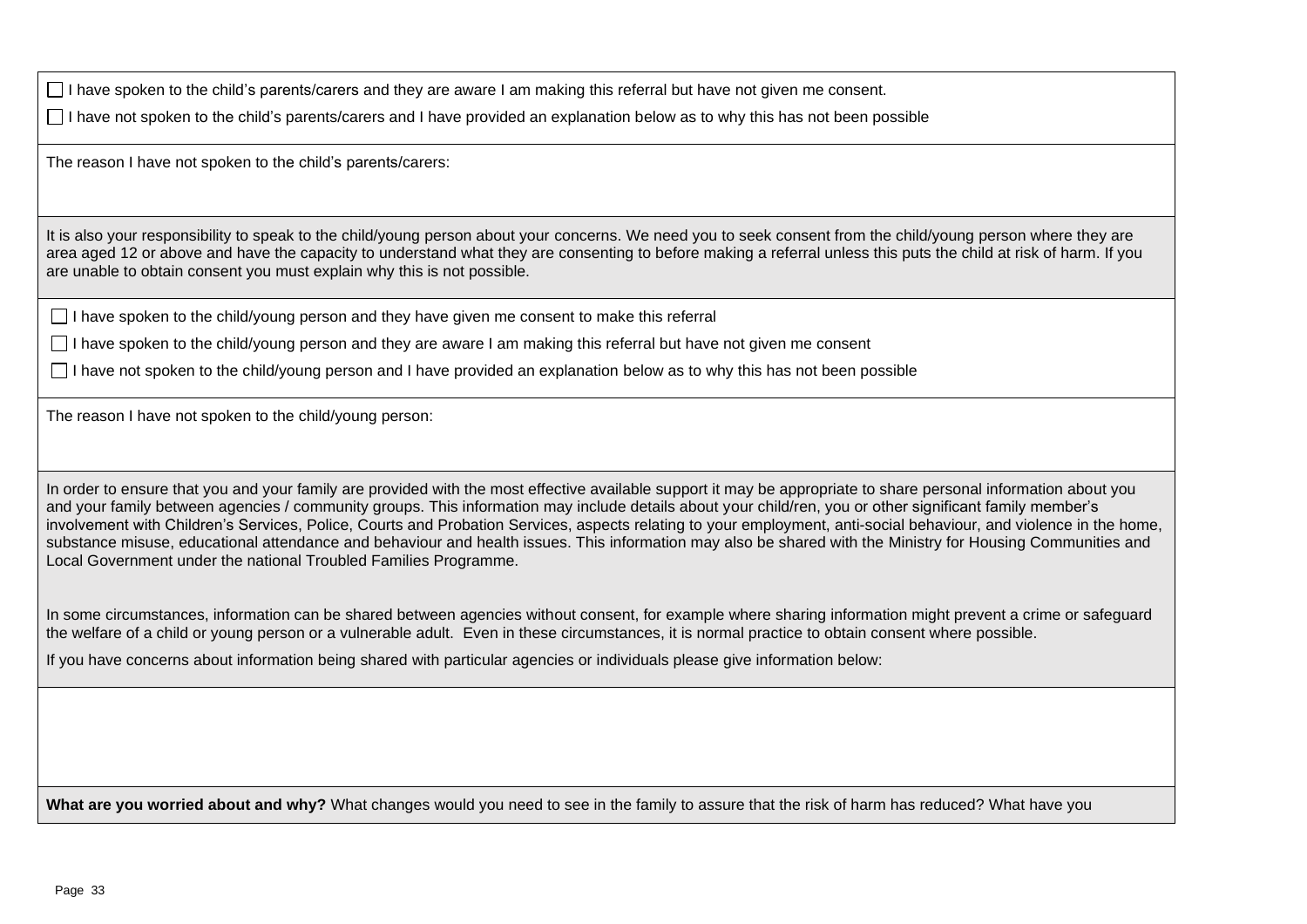☐ I have spoken to the child's parents/carers and they are aware I am making this referral but have not given me consent.

☐ I have not spoken to the child's parents/carers and I have provided an explanation below as to why this has not been possible

The reason I have not spoken to the child's parents/carers:

It is also your responsibility to speak to the child/young person about your concerns. We need you to seek consent from the child/young person where they are area aged 12 or above and have the capacity to understand what they are consenting to before making a referral unless this puts the child at risk of harm. If you are unable to obtain consent you must explain why this is not possible.

☐ I have spoken to the child/young person and they have given me consent to make this referral

☐ I have spoken to the child/young person and they are aware I am making this referral but have not given me consent

☐ I have not spoken to the child/young person and I have provided an explanation below as to why this has not been possible

The reason I have not spoken to the child/young person:

In order to ensure that you and your family are provided with the most effective available support it may be appropriate to share personal information about you and your family between agencies / community groups. This information may include details about your child/ren, you or other significant family member's involvement with Children's Services, Police, Courts and Probation Services, aspects relating to your employment, anti-social behaviour, and violence in the home, substance misuse, educational attendance and behaviour and health issues. This information may also be shared with the Ministry for Housing Communities and Local Government under the national Troubled Families Programme.

In some circumstances, information can be shared between agencies without consent, for example where sharing information might prevent a crime or safeguard the welfare of a child or young person or a vulnerable adult. Even in these circumstances, it is normal practice to obtain consent where possible.

If you have concerns about information being shared with particular agencies or individuals please give information below:

**What are you worried about and why?** What changes would you need to see in the family to assure that the risk of harm has reduced? What have you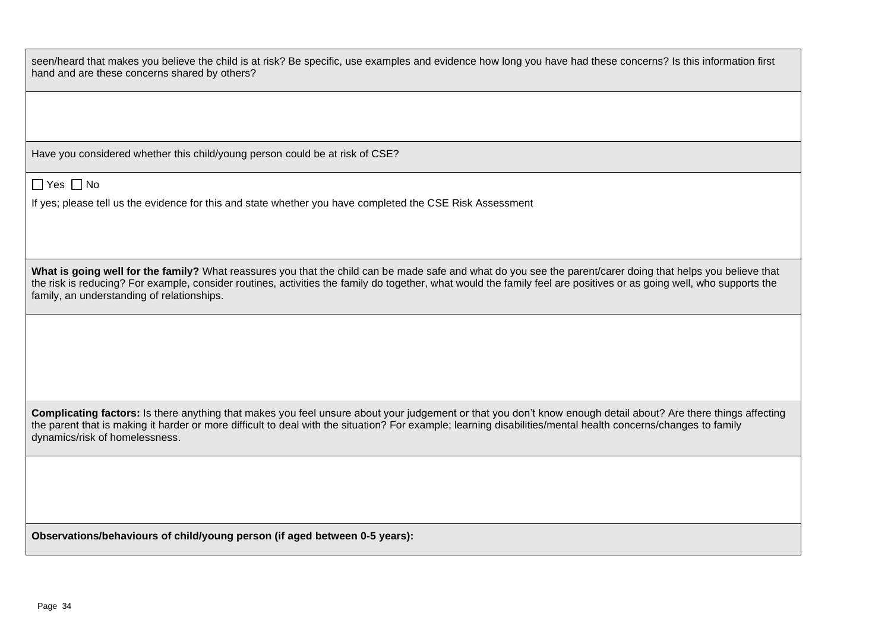| |
|---|
| seen/heard that makes you believe the child is at risk? Be specific, use examples and evidence how long you have had these concerns? Is this information first hand and are these concerns shared by others? |
| |
| Have you considered whether this child/young person could be at risk of CSE? |
| ☐ Yes ☐ No<br><br>If yes; please tell us the evidence for this and state whether you have completed the CSE Risk Assessment |
| **What is going well for the family?** What reassures you that the child can be made safe and what do you see the parent/carer doing that helps you believe that the risk is reducing? For example, consider routines, activities the family do together, what would the family feel are positives or as going well, who supports the family, an understanding of relationships. |
| |
| **Complicating factors:** Is there anything that makes you feel unsure about your judgement or that you don't know enough detail about? Are there things affecting the parent that is making it harder or more difficult to deal with the situation? For example; learning disabilities/mental health concerns/changes to family dynamics/risk of homelessness. |
| |
| **Observations/behaviours of child/young person (if aged between 0-5 years):** |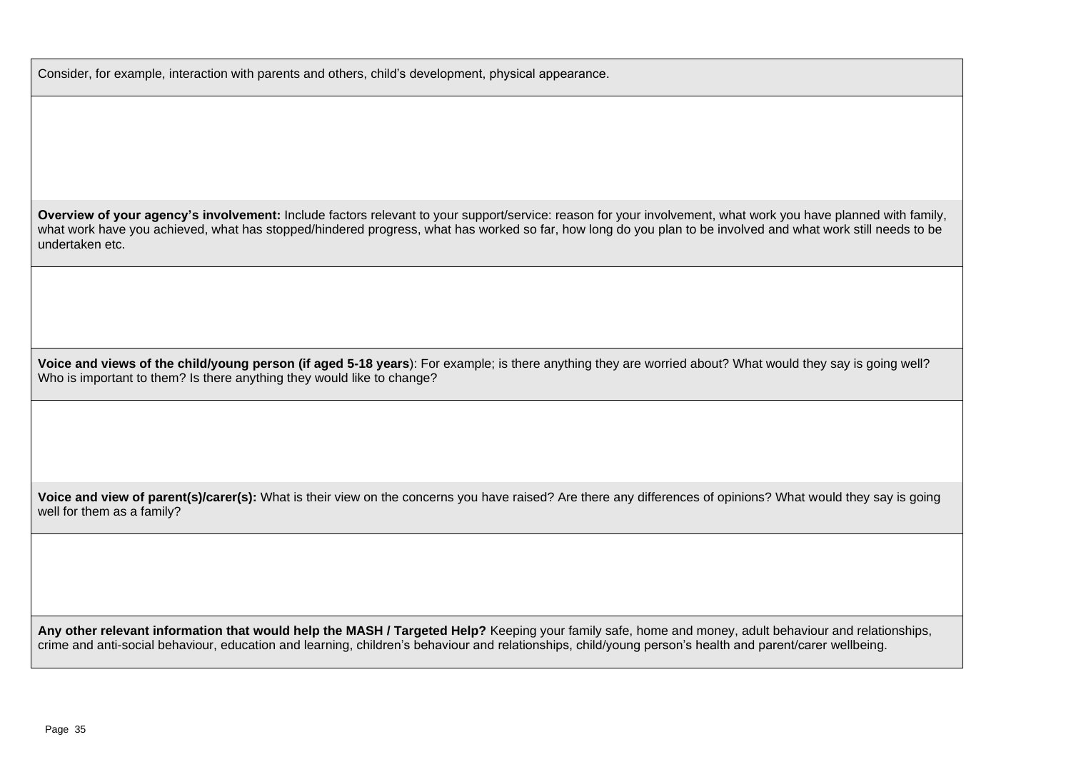| |
| --- |
| Consider, for example, interaction with parents and others, child's development, physical appearance. |
| |
| **Overview of your agency's involvement:** Include factors relevant to your support/service: reason for your involvement, what work you have planned with family, what work have you achieved, what has stopped/hindered progress, what has worked so far, how long do you plan to be involved and what work still needs to be undertaken etc. |
| |
| **Voice and views of the child/young person (if aged 5-18 years)**: For example; is there anything they are worried about? What would they say is going well? Who is important to them? Is there anything they would like to change? |
| |
| **Voice and view of parent(s)/carer(s):** What is their view on the concerns you have raised? Are there any differences of opinions? What would they say is going well for them as a family? |
| |
| **Any other relevant information that would help the MASH / Targeted Help?** Keeping your family safe, home and money, adult behaviour and relationships, crime and anti-social behaviour, education and learning, children's behaviour and relationships, child/young person's health and parent/carer wellbeing. |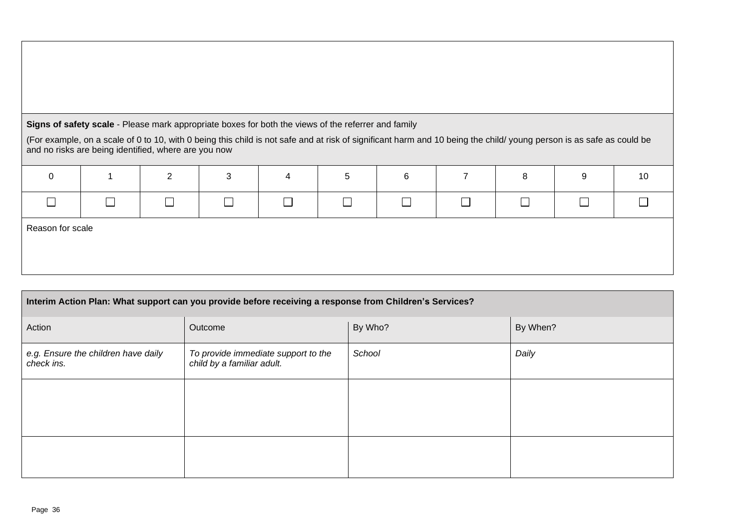**Signs of safety scale** - Please mark appropriate boxes for both the views of the referrer and family

(For example, on a scale of 0 to 10, with 0 being this child is not safe and at risk of significant harm and 10 being the child/ young person is as safe as could be and no risks are being identified, where are you now

| 0 | 1 | 2 | 3 | 4 | 5 | 6 | 7 | 8 | 9 | 10 |
|---|---|---|---|---|---|---|---|---|---|---|
| ☐ | ☐ | ☐ | ☐ | ☐ | ☐ | ☐ | ☐ | ☐ | ☐ | ☐ |

Reason for scale

**Interim Action Plan: What support can you provide before receiving a response from Children's Services?**

| Action | Outcome | By Who? | By When? |
|---|---|---|---|
| *e.g. Ensure the children have daily check ins.* | *To provide immediate support to the child by a familiar adult.* | *School* | *Daily* |
| | | | |
| | | | |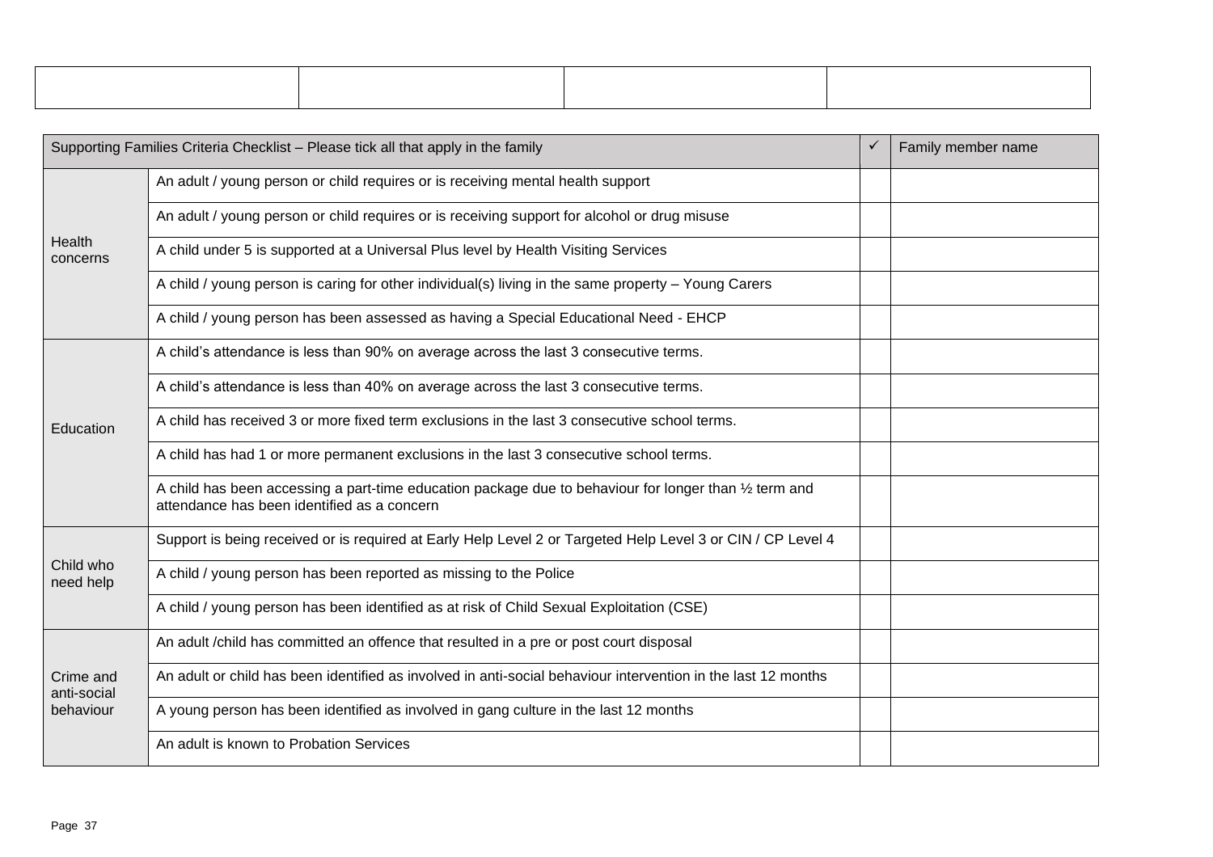| | | | |
|---|---|---|---|
| | | | |

| Supporting Families Criteria Checklist – Please tick all that apply in the family | | ✓ | Family member name |
|---|---|---|---|
| Health concerns | An adult / young person or child requires or is receiving mental health support | | |
| | An adult / young person or child requires or is receiving support for alcohol or drug misuse | | |
| | A child under 5 is supported at a Universal Plus level by Health Visiting Services | | |
| | A child / young person is caring for other individual(s) living in the same property – Young Carers | | |
| | A child / young person has been assessed as having a Special Educational Need - EHCP | | |
| Education | A child's attendance is less than 90% on average across the last 3 consecutive terms. | | |
| | A child's attendance is less than 40% on average across the last 3 consecutive terms. | | |
| | A child has received 3 or more fixed term exclusions in the last 3 consecutive school terms. | | |
| | A child has had 1 or more permanent exclusions in the last 3 consecutive school terms. | | |
| | A child has been accessing a part-time education package due to behaviour for longer than ½ term and attendance has been identified as a concern | | |
| Child who need help | Support is being received or is required at Early Help Level 2 or Targeted Help Level 3 or CIN / CP Level 4 | | |
| | A child / young person has been reported as missing to the Police | | |
| | A child / young person has been identified as at risk of Child Sexual Exploitation (CSE) | | |
| Crime and anti-social behaviour | An adult /child has committed an offence that resulted in a pre or post court disposal | | |
| | An adult or child has been identified as involved in anti-social behaviour intervention in the last 12 months | | |
| | A young person has been identified as involved in gang culture in the last 12 months | | |
| | An adult is known to Probation Services | | |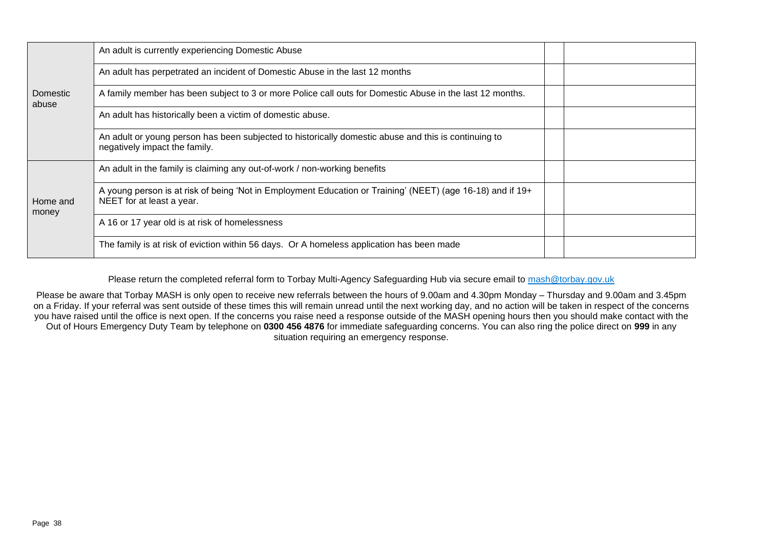| | | | |
|---|---|---|---|
| Domestic abuse | An adult is currently experiencing Domestic Abuse | | |
| | An adult has perpetrated an incident of Domestic Abuse in the last 12 months | | |
| | A family member has been subject to 3 or more Police call outs for Domestic Abuse in the last 12 months. | | |
| | An adult has historically been a victim of domestic abuse. | | |
| | An adult or young person has been subjected to historically domestic abuse and this is continuing to negatively impact the family. | | |
| Home and money | An adult in the family is claiming any out-of-work / non-working benefits | | |
| | A young person is at risk of being 'Not in Employment Education or Training' (NEET) (age 16-18) and if 19+ NEET for at least a year. | | |
| | A 16 or 17 year old is at risk of homelessness | | |
| | The family is at risk of eviction within 56 days. Or A homeless application has been made | | |

Please return the completed referral form to Torbay Multi-Agency Safeguarding Hub via secure email to mash@torbay.gov.uk

Please be aware that Torbay MASH is only open to receive new referrals between the hours of 9.00am and 4.30pm Monday – Thursday and 9.00am and 3.45pm on a Friday. If your referral was sent outside of these times this will remain unread until the next working day, and no action will be taken in respect of the concerns you have raised until the office is next open. If the concerns you raise need a response outside of the MASH opening hours then you should make contact with the Out of Hours Emergency Duty Team by telephone on **0300 456 4876** for immediate safeguarding concerns. You can also ring the police direct on **999** in any situation requiring an emergency response.